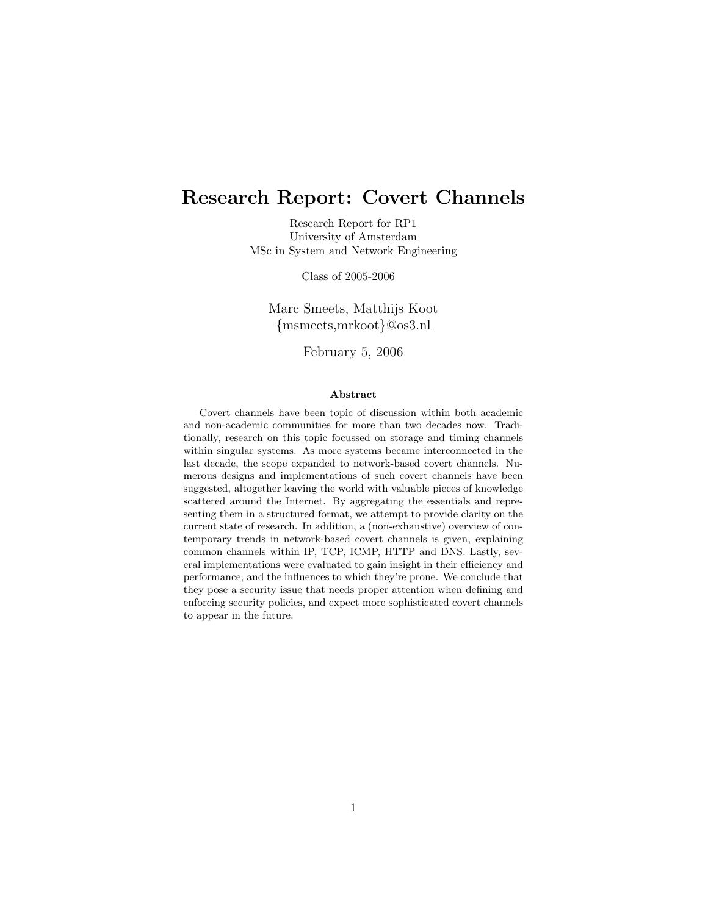# Research Report: Covert Channels

Research Report for RP1
University of Amsterdam
MSc in System and Network Engineering

Class of 2005-2006

Marc Smeets, Matthijs Koot
{msmeets,mrkoot}@os3.nl

February 5, 2006

### Abstract

Covert channels have been topic of discussion within both academic and non-academic communities for more than two decades now. Traditionally, research on this topic focussed on storage and timing channels within singular systems. As more systems became interconnected in the last decade, the scope expanded to network-based covert channels. Numerous designs and implementations of such covert channels have been suggested, altogether leaving the world with valuable pieces of knowledge scattered around the Internet. By aggregating the essentials and representing them in a structured format, we attempt to provide clarity on the current state of research. In addition, a (non-exhaustive) overview of contemporary trends in network-based covert channels is given, explaining common channels within IP, TCP, ICMP, HTTP and DNS. Lastly, several implementations were evaluated to gain insight in their efficiency and performance, and the influences to which they're prone. We conclude that they pose a security issue that needs proper attention when defining and enforcing security policies, and expect more sophisticated covert channels to appear in the future.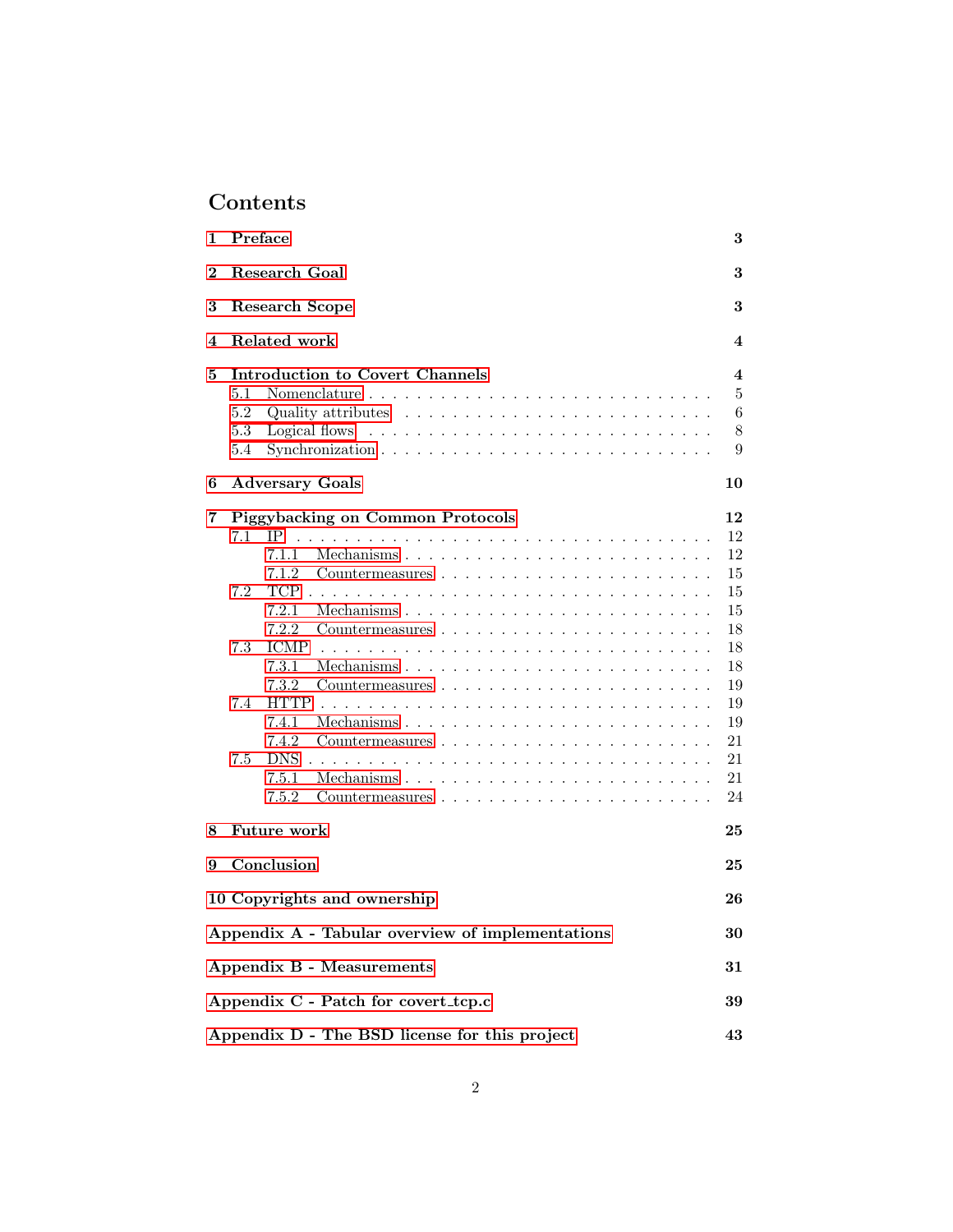# Contents

**1 Preface** **3**

**2 Research Goal** **3**

**3 Research Scope** **3**

**4 Related work** **4**

**5 Introduction to Covert Channels** **4**
- 5.1 Nomenclature . . . . . . . . . . . . . . . . . . . . . . . . . . . 5
- 5.2 Quality attributes . . . . . . . . . . . . . . . . . . . . . . . . . 6
- 5.3 Logical flows . . . . . . . . . . . . . . . . . . . . . . . . . . . 8
- 5.4 Synchronization . . . . . . . . . . . . . . . . . . . . . . . . . . 9

**6 Adversary Goals** **10**

**7 Piggybacking on Common Protocols** **12**
- 7.1 IP . . . . . . . . . . . . . . . . . . . . . . . . . . . . . . . . . 12
  - 7.1.1 Mechanisms . . . . . . . . . . . . . . . . . . . . . . . . . 12
  - 7.1.2 Countermeasures . . . . . . . . . . . . . . . . . . . . . . 15
- 7.2 TCP . . . . . . . . . . . . . . . . . . . . . . . . . . . . . . . . 15
  - 7.2.1 Mechanisms . . . . . . . . . . . . . . . . . . . . . . . . . 15
  - 7.2.2 Countermeasures . . . . . . . . . . . . . . . . . . . . . . 18
- 7.3 ICMP . . . . . . . . . . . . . . . . . . . . . . . . . . . . . . . 18
  - 7.3.1 Mechanisms . . . . . . . . . . . . . . . . . . . . . . . . . 18
  - 7.3.2 Countermeasures . . . . . . . . . . . . . . . . . . . . . . 19
- 7.4 HTTP . . . . . . . . . . . . . . . . . . . . . . . . . . . . . . . 19
  - 7.4.1 Mechanisms . . . . . . . . . . . . . . . . . . . . . . . . . 19
  - 7.4.2 Countermeasures . . . . . . . . . . . . . . . . . . . . . . 21
- 7.5 DNS . . . . . . . . . . . . . . . . . . . . . . . . . . . . . . . . 21
  - 7.5.1 Mechanisms . . . . . . . . . . . . . . . . . . . . . . . . . 21
  - 7.5.2 Countermeasures . . . . . . . . . . . . . . . . . . . . . . 24

**8 Future work** **25**

**9 Conclusion** **25**

**10 Copyrights and ownership** **26**

**Appendix A - Tabular overview of implementations** **30**

**Appendix B - Measurements** **31**

**Appendix C - Patch for covert_tcp.c** **39**

**Appendix D - The BSD license for this project** **43**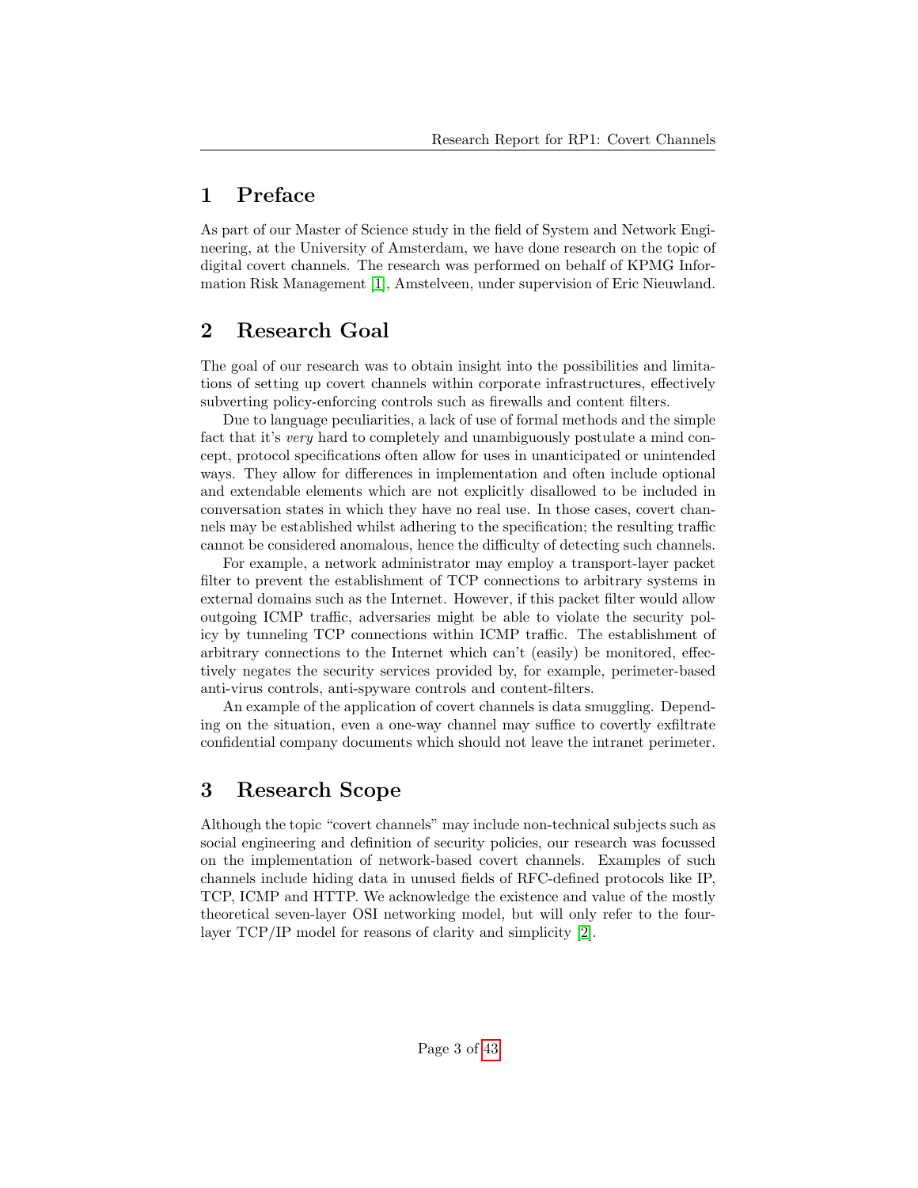# 1 Preface

As part of our Master of Science study in the field of System and Network Engineering, at the University of Amsterdam, we have done research on the topic of digital covert channels. The research was performed on behalf of KPMG Information Risk Management [1], Amstelveen, under supervision of Eric Nieuwland.

# 2 Research Goal

The goal of our research was to obtain insight into the possibilities and limitations of setting up covert channels within corporate infrastructures, effectively subverting policy-enforcing controls such as firewalls and content filters.

Due to language peculiarities, a lack of use of formal methods and the simple fact that it's *very* hard to completely and unambiguously postulate a mind concept, protocol specifications often allow for uses in unanticipated or unintended ways. They allow for differences in implementation and often include optional and extendable elements which are not explicitly disallowed to be included in conversation states in which they have no real use. In those cases, covert channels may be established whilst adhering to the specification; the resulting traffic cannot be considered anomalous, hence the difficulty of detecting such channels.

For example, a network administrator may employ a transport-layer packet filter to prevent the establishment of TCP connections to arbitrary systems in external domains such as the Internet. However, if this packet filter would allow outgoing ICMP traffic, adversaries might be able to violate the security policy by tunneling TCP connections within ICMP traffic. The establishment of arbitrary connections to the Internet which can't (easily) be monitored, effectively negates the security services provided by, for example, perimeter-based anti-virus controls, anti-spyware controls and content-filters.

An example of the application of covert channels is data smuggling. Depending on the situation, even a one-way channel may suffice to covertly exfiltrate confidential company documents which should not leave the intranet perimeter.

# 3 Research Scope

Although the topic "covert channels" may include non-technical subjects such as social engineering and definition of security policies, our research was focussed on the implementation of network-based covert channels. Examples of such channels include hiding data in unused fields of RFC-defined protocols like IP, TCP, ICMP and HTTP. We acknowledge the existence and value of the mostly theoretical seven-layer OSI networking model, but will only refer to the four-layer TCP/IP model for reasons of clarity and simplicity [2].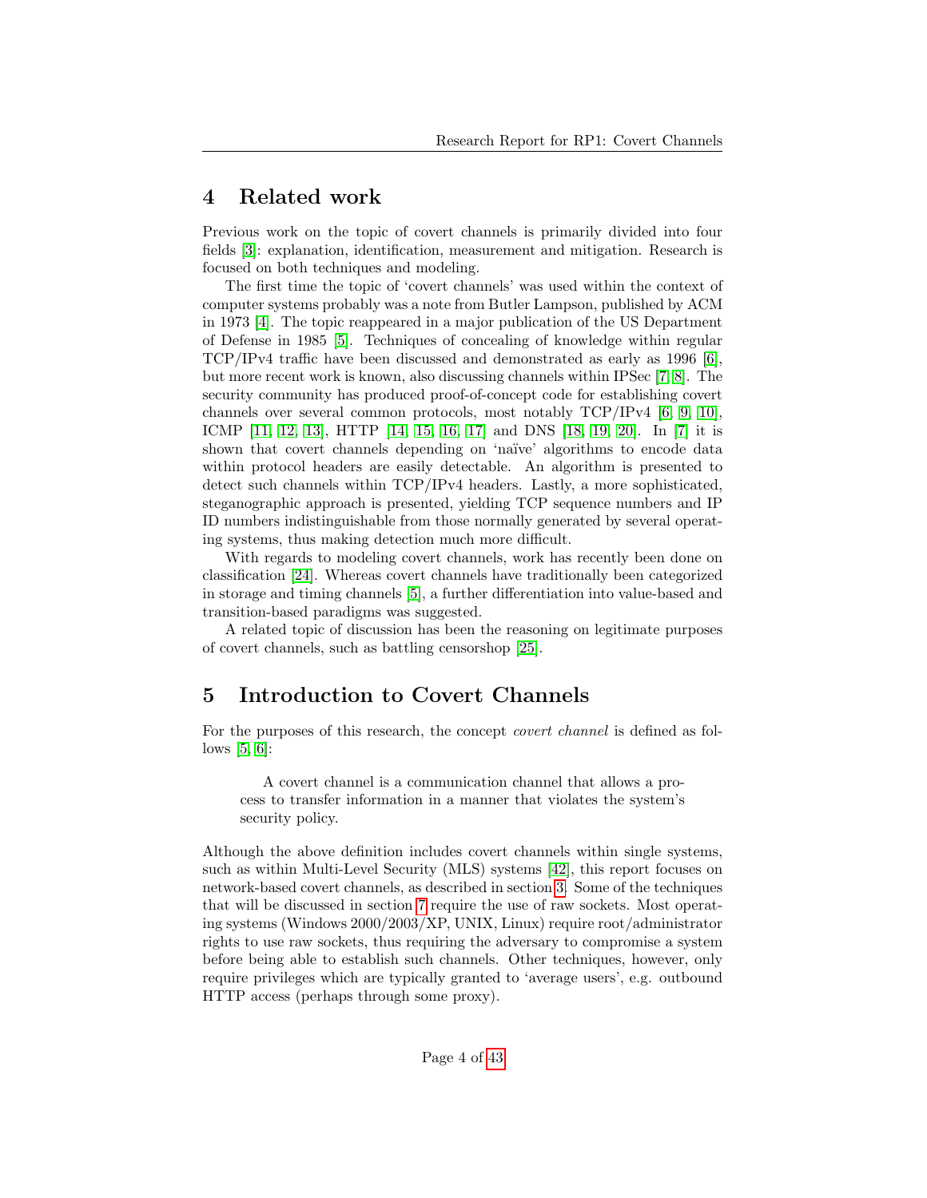## 4 Related work

Previous work on the topic of covert channels is primarily divided into four fields [3]: explanation, identification, measurement and mitigation. Research is focused on both techniques and modeling.

The first time the topic of 'covert channels' was used within the context of computer systems probably was a note from Butler Lampson, published by ACM in 1973 [4]. The topic reappeared in a major publication of the US Department of Defense in 1985 [5]. Techniques of concealing of knowledge within regular TCP/IPv4 traffic have been discussed and demonstrated as early as 1996 [6], but more recent work is known, also discussing channels within IPSec [7][8]. The security community has produced proof-of-concept code for establishing covert channels over several common protocols, most notably TCP/IPv4 [6, 9, 10], ICMP [11, 12, 13], HTTP [14, 15, 16, 17] and DNS [18, 19, 20]. In [7] it is shown that covert channels depending on 'naïve' algorithms to encode data within protocol headers are easily detectable. An algorithm is presented to detect such channels within TCP/IPv4 headers. Lastly, a more sophisticated, steganographic approach is presented, yielding TCP sequence numbers and IP ID numbers indistinguishable from those normally generated by several operating systems, thus making detection much more difficult.

With regards to modeling covert channels, work has recently been done on classification [24]. Whereas covert channels have traditionally been categorized in storage and timing channels [5], a further differentiation into value-based and transition-based paradigms was suggested.

A related topic of discussion has been the reasoning on legitimate purposes of covert channels, such as battling censorshop [25].

## 5 Introduction to Covert Channels

For the purposes of this research, the concept *covert channel* is defined as follows [5, 6]:

> A covert channel is a communication channel that allows a process to transfer information in a manner that violates the system's security policy.

Although the above definition includes covert channels within single systems, such as within Multi-Level Security (MLS) systems [42], this report focuses on network-based covert channels, as described in section 3. Some of the techniques that will be discussed in section 7 require the use of raw sockets. Most operating systems (Windows 2000/2003/XP, UNIX, Linux) require root/administrator rights to use raw sockets, thus requiring the adversary to compromise a system before being able to establish such channels. Other techniques, however, only require privileges which are typically granted to 'average users', e.g. outbound HTTP access (perhaps through some proxy).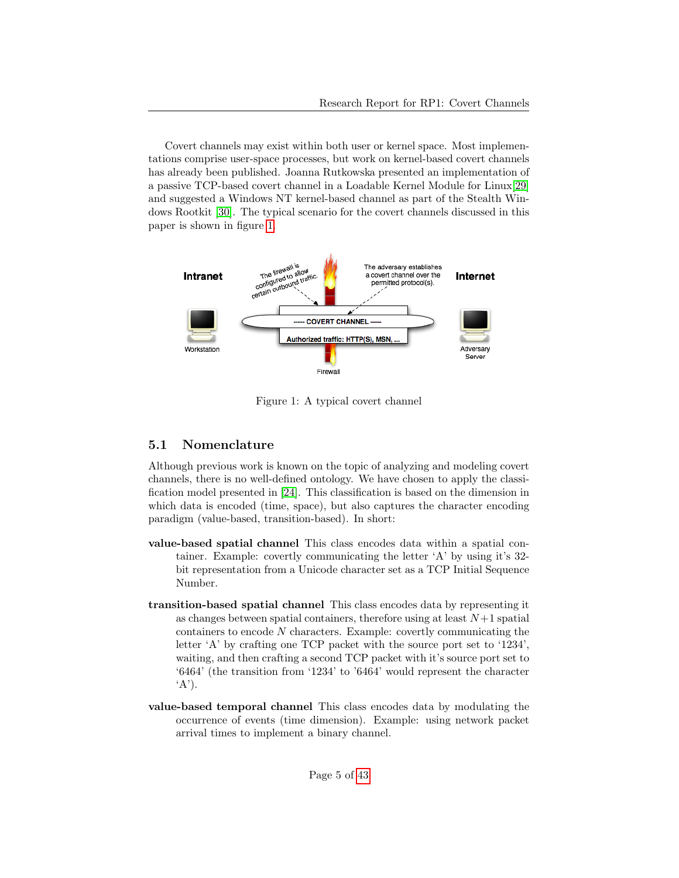Covert channels may exist within both user or kernel space. Most implementations comprise user-space processes, but work on kernel-based covert channels has already been published. Joanna Rutkowska presented an implementation of a passive TCP-based covert channel in a Loadable Kernel Module for Linux[29] and suggested a Windows NT kernel-based channel as part of the Stealth Windows Rootkit [30]. The typical scenario for the covert channels discussed in this paper is shown in figure 1.

Intranet

Workstation

The firewall is configured to allow certain outbound traffic.

The adversary establishes a covert channel over the permitted protocol(s).

----- COVERT CHANNEL -----

Authorized traffic: HTTP(S), MSN, ...

Firewall

Internet

Adversary Server

Figure 1: A typical covert channel

## 5.1 Nomenclature

Although previous work is known on the topic of analyzing and modeling covert channels, there is no well-defined ontology. We have chosen to apply the classification model presented in [24]. This classification is based on the dimension in which data is encoded (time, space), but also captures the character encoding paradigm (value-based, transition-based). In short:

**value-based spatial channel** This class encodes data within a spatial container. Example: covertly communicating the letter 'A' by using it's 32-bit representation from a Unicode character set as a TCP Initial Sequence Number.

**transition-based spatial channel** This class encodes data by representing it as changes between spatial containers, therefore using at least $N+1$ spatial containers to encode $N$ characters. Example: covertly communicating the letter 'A' by crafting one TCP packet with the source port set to '1234', waiting, and then crafting a second TCP packet with it's source port set to '6464' (the transition from '1234' to '6464' would represent the character 'A').

**value-based temporal channel** This class encodes data by modulating the occurrence of events (time dimension). Example: using network packet arrival times to implement a binary channel.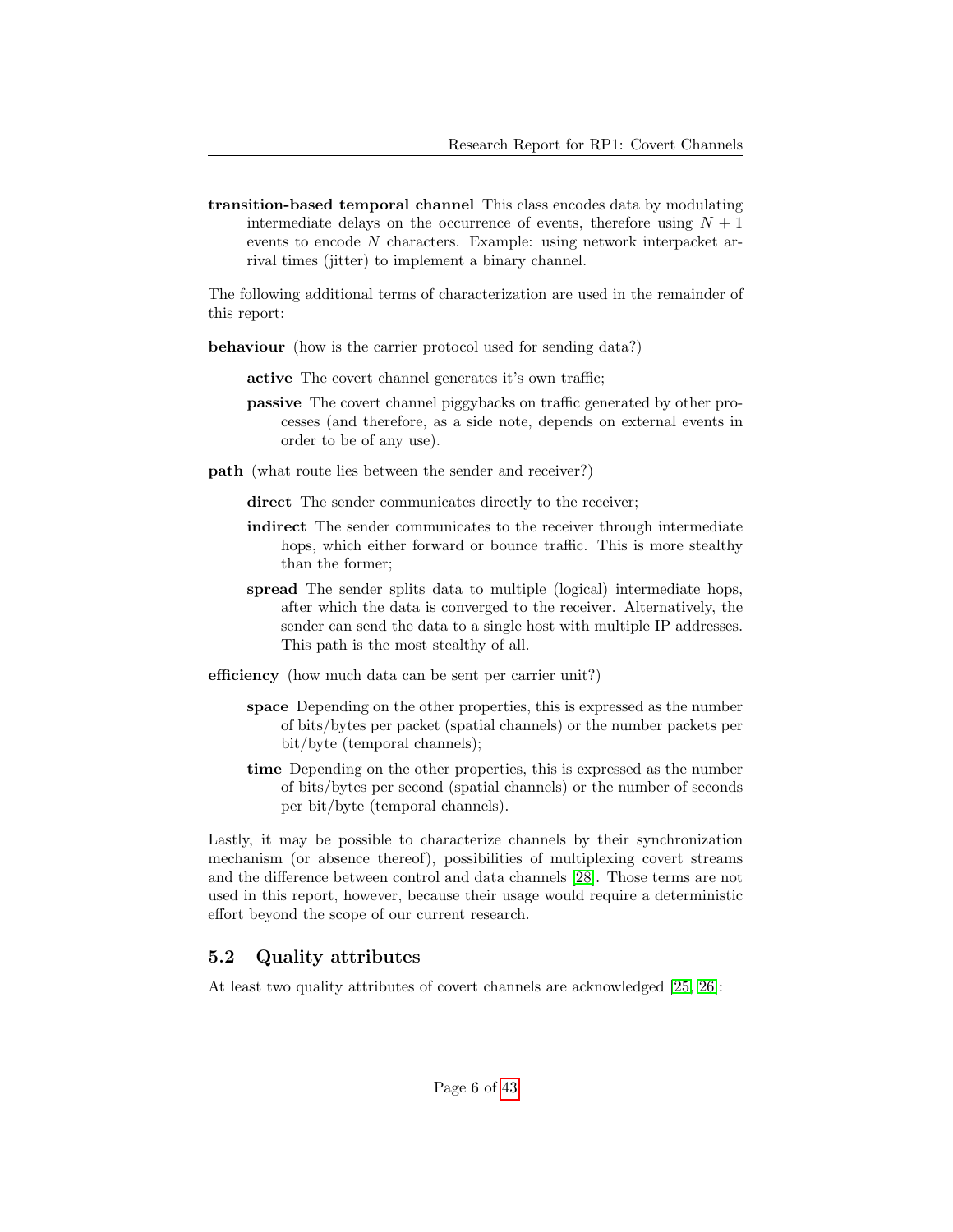**transition-based temporal channel** This class encodes data by modulating intermediate delays on the occurrence of events, therefore using $N + 1$ events to encode $N$ characters. Example: using network interpacket arrival times (jitter) to implement a binary channel.

The following additional terms of characterization are used in the remainder of this report:

**behaviour** (how is the carrier protocol used for sending data?)

> **active** The covert channel generates it's own traffic;
>
> **passive** The covert channel piggybacks on traffic generated by other processes (and therefore, as a side note, depends on external events in order to be of any use).

**path** (what route lies between the sender and receiver?)

> **direct** The sender communicates directly to the receiver;
>
> **indirect** The sender communicates to the receiver through intermediate hops, which either forward or bounce traffic. This is more stealthy than the former;
>
> **spread** The sender splits data to multiple (logical) intermediate hops, after which the data is converged to the receiver. Alternatively, the sender can send the data to a single host with multiple IP addresses. This path is the most stealthy of all.

**efficiency** (how much data can be sent per carrier unit?)

> **space** Depending on the other properties, this is expressed as the number of bits/bytes per packet (spatial channels) or the number packets per bit/byte (temporal channels);
>
> **time** Depending on the other properties, this is expressed as the number of bits/bytes per second (spatial channels) or the number of seconds per bit/byte (temporal channels).

Lastly, it may be possible to characterize channels by their synchronization mechanism (or absence thereof), possibilities of multiplexing covert streams and the difference between control and data channels [28]. Those terms are not used in this report, however, because their usage would require a deterministic effort beyond the scope of our current research.

## 5.2 Quality attributes

At least two quality attributes of covert channels are acknowledged [25, 26]: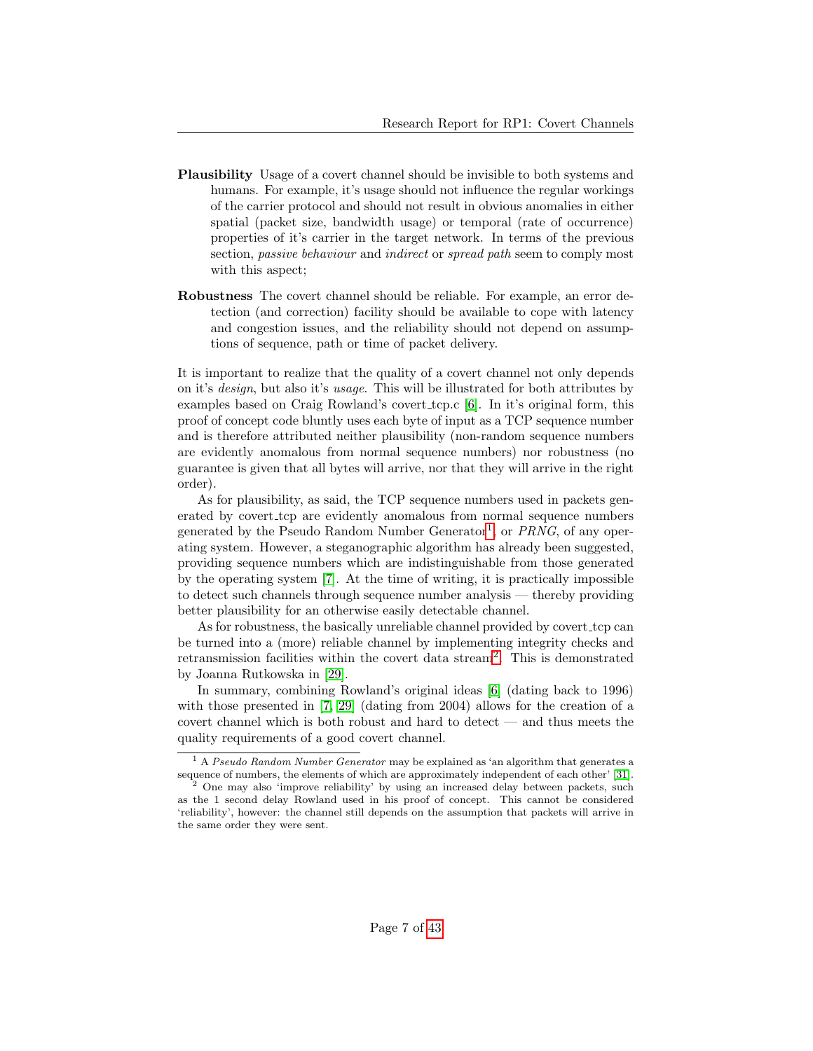**Plausibility** Usage of a covert channel should be invisible to both systems and humans. For example, it's usage should not influence the regular workings of the carrier protocol and should not result in obvious anomalies in either spatial (packet size, bandwidth usage) or temporal (rate of occurrence) properties of it's carrier in the target network. In terms of the previous section, *passive behaviour* and *indirect* or *spread path* seem to comply most with this aspect;

**Robustness** The covert channel should be reliable. For example, an error detection (and correction) facility should be available to cope with latency and congestion issues, and the reliability should not depend on assumptions of sequence, path or time of packet delivery.

It is important to realize that the quality of a covert channel not only depends on it's *design*, but also it's *usage*. This will be illustrated for both attributes by examples based on Craig Rowland's covert_tcp.c [6]. In it's original form, this proof of concept code bluntly uses each byte of input as a TCP sequence number and is therefore attributed neither plausibility (non-random sequence numbers are evidently anomalous from normal sequence numbers) nor robustness (no guarantee is given that all bytes will arrive, nor that they will arrive in the right order).

As for plausibility, as said, the TCP sequence numbers used in packets generated by covert_tcp are evidently anomalous from normal sequence numbers generated by the Pseudo Random Number Generator[1], or *PRNG*, of any operating system. However, a steganographic algorithm has already been suggested, providing sequence numbers which are indistinguishable from those generated by the operating system [7]. At the time of writing, it is practically impossible to detect such channels through sequence number analysis — thereby providing better plausibility for an otherwise easily detectable channel.

As for robustness, the basically unreliable channel provided by covert_tcp can be turned into a (more) reliable channel by implementing integrity checks and retransmission facilities within the covert data stream[2]. This is demonstrated by Joanna Rutkowska in [29].

In summary, combining Rowland's original ideas [6] (dating back to 1996) with those presented in [7, 29] (dating from 2004) allows for the creation of a covert channel which is both robust and hard to detect — and thus meets the quality requirements of a good covert channel.

---

[1] A *Pseudo Random Number Generator* may be explained as 'an algorithm that generates a sequence of numbers, the elements of which are approximately independent of each other' [31].

[2] One may also 'improve reliability' by using an increased delay between packets, such as the 1 second delay Rowland used in his proof of concept. This cannot be considered 'reliability', however: the channel still depends on the assumption that packets will arrive in the same order they were sent.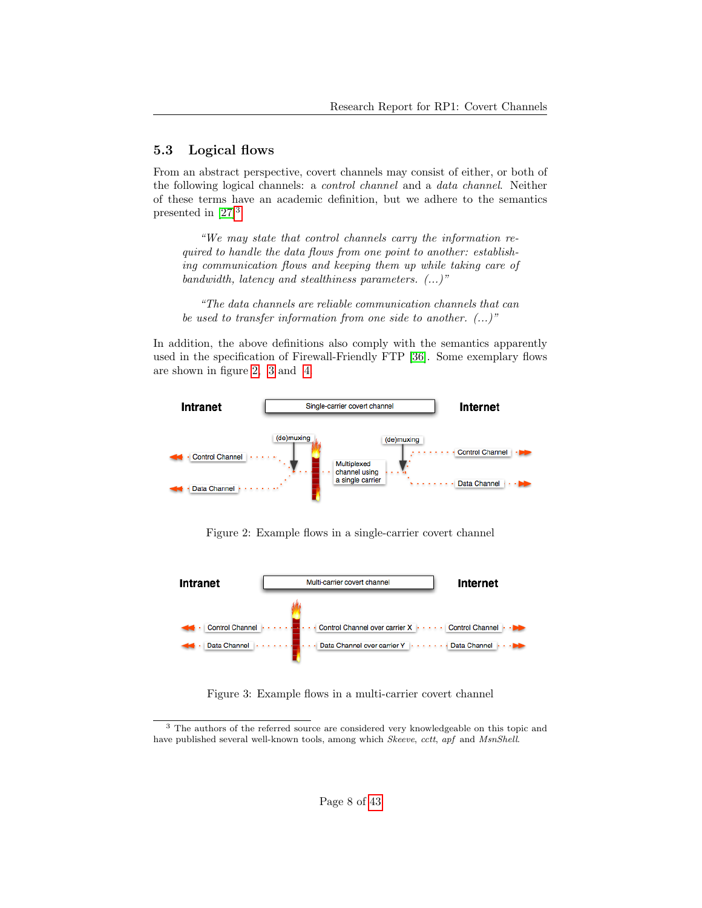## 5.3 Logical flows

From an abstract perspective, covert channels may consist of either, or both of the following logical channels: a *control channel* and a *data channel*. Neither of these terms have an academic definition, but we adhere to the semantics presented in [27][3]

> *"We may state that control channels carry the information required to handle the data flows from one point to another: establishing communication flows and keeping them up while taking care of bandwidth, latency and stealthiness parameters. (...)"*
>
> *"The data channels are reliable communication channels that can be used to transfer information from one side to another. (...)"*

In addition, the above definitions also comply with the semantics apparently used in the specification of Firewall-Friendly FTP [36]. Some exemplary flows are shown in figure 2, 3 and 4.

Intranet
Single-carrier covert channel
Internet
(de)muxing
(de)muxing
Control Channel
Data Channel
Multiplexed channel using a single carrier
Control Channel
Data Channel

Figure 2: Example flows in a single-carrier covert channel

Intranet
Multi-carrier covert channel
Internet
Control Channel
Control Channel over carrier X
Control Channel
Data Channel
Data Channel over carrier Y
Data Channel

Figure 3: Example flows in a multi-carrier covert channel

[3] The authors of the referred source are considered very knowledgeable on this topic and have published several well-known tools, among which *Skeeve*, *cctt*, *apf* and *MsnShell*.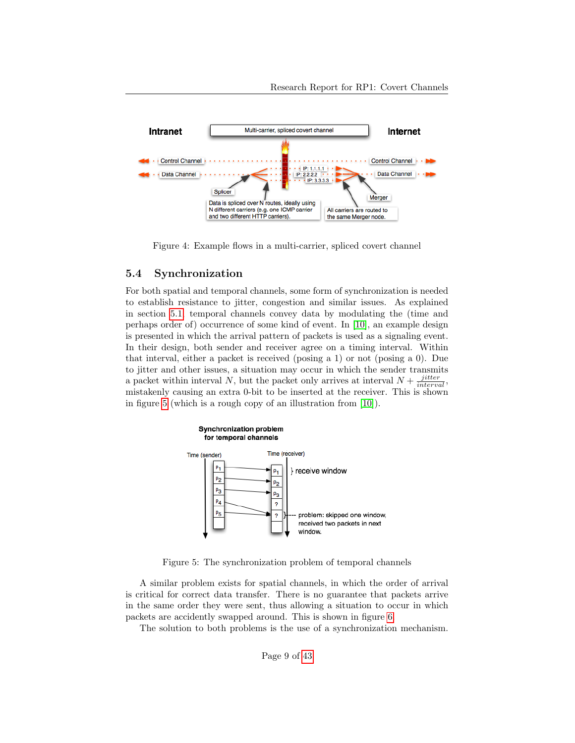Figure 4: Example flows in a multi-carrier, spliced covert channel

### 5.4 Synchronization

For both spatial and temporal channels, some form of synchronization is needed to establish resistance to jitter, congestion and similar issues. As explained in section 5.1 temporal channels convey data by modulating the (time and perhaps order of) occurrence of some kind of event. In [10], an example design is presented in which the arrival pattern of packets is used as a signaling event. In their design, both sender and receiver agree on a timing interval. Within that interval, either a packet is received (posing a 1) or not (posing a 0). Due to jitter and other issues, a situation may occur in which the sender transmits a packet within interval $N$, but the packet only arrives at interval $N + \frac{jitter}{interval}$, mistakenly causing an extra 0-bit to be inserted at the receiver. This is shown in figure 5 (which is a rough copy of an illustration from [10]).

Figure 5: The synchronization problem of temporal channels

A similar problem exists for spatial channels, in which the order of arrival is critical for correct data transfer. There is no guarantee that packets arrive in the same order they were sent, thus allowing a situation to occur in which packets are accidently swapped around. This is shown in figure 6.

The solution to both problems is the use of a synchronization mechanism.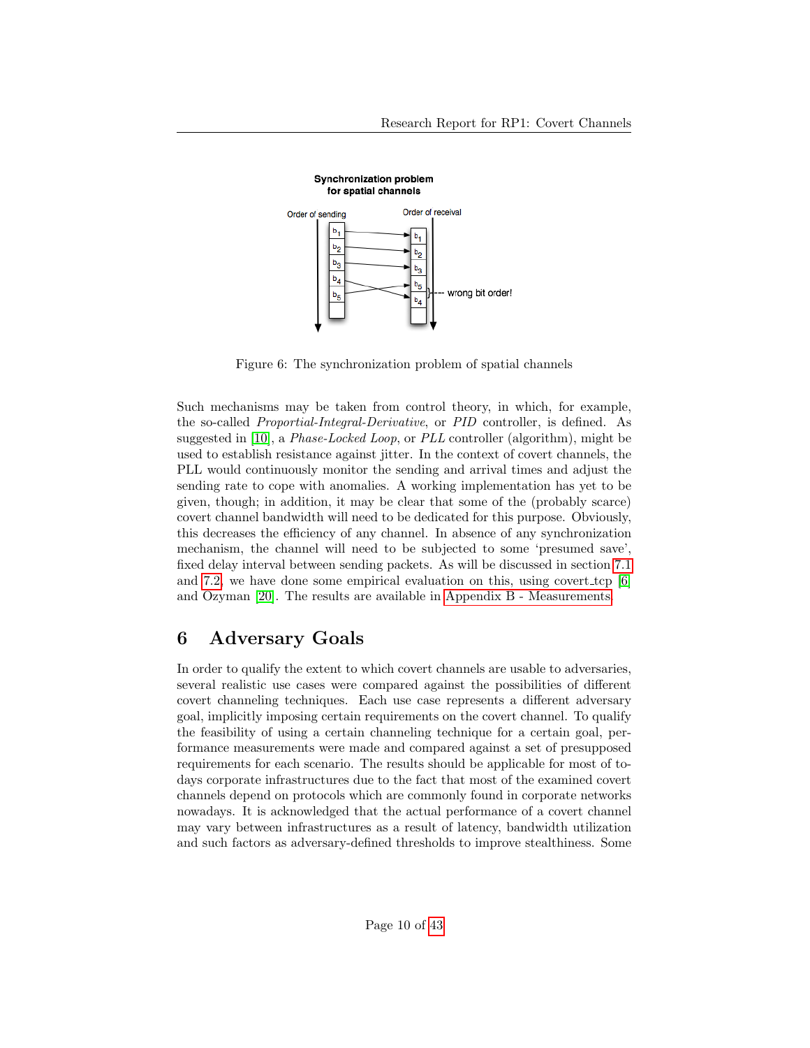Synchronization problem
for spatial channels

Order of sending

Order of receival

$b_1$
$b_2$
$b_3$
$b_4$
$b_5$

$b_1$
$b_2$
$b_3$
$b_5$
$b_4$

wrong bit order!

Figure 6: The synchronization problem of spatial channels

Such mechanisms may be taken from control theory, in which, for example, the so-called *Proportial-Integral-Derivative*, or *PID* controller, is defined. As suggested in [10], a *Phase-Locked Loop*, or *PLL* controller (algorithm), might be used to establish resistance against jitter. In the context of covert channels, the PLL would continuously monitor the sending and arrival times and adjust the sending rate to cope with anomalies. A working implementation has yet to be given, though; in addition, it may be clear that some of the (probably scarce) covert channel bandwidth will need to be dedicated for this purpose. Obviously, this decreases the efficiency of any channel. In absence of any synchronization mechanism, the channel will need to be subjected to some 'presumed save', fixed delay interval between sending packets. As will be discussed in section 7.1 and 7.2, we have done some empirical evaluation on this, using covert_tcp [6] and Ozyman [20]. The results are available in Appendix B - Measurements.

# 6 Adversary Goals

In order to qualify the extent to which covert channels are usable to adversaries, several realistic use cases were compared against the possibilities of different covert channeling techniques. Each use case represents a different adversary goal, implicitly imposing certain requirements on the covert channel. To qualify the feasibility of using a certain channeling technique for a certain goal, performance measurements were made and compared against a set of presupposed requirements for each scenario. The results should be applicable for most of todays corporate infrastructures due to the fact that most of the examined covert channels depend on protocols which are commonly found in corporate networks nowadays. It is acknowledged that the actual performance of a covert channel may vary between infrastructures as a result of latency, bandwidth utilization and such factors as adversary-defined thresholds to improve stealthiness. Some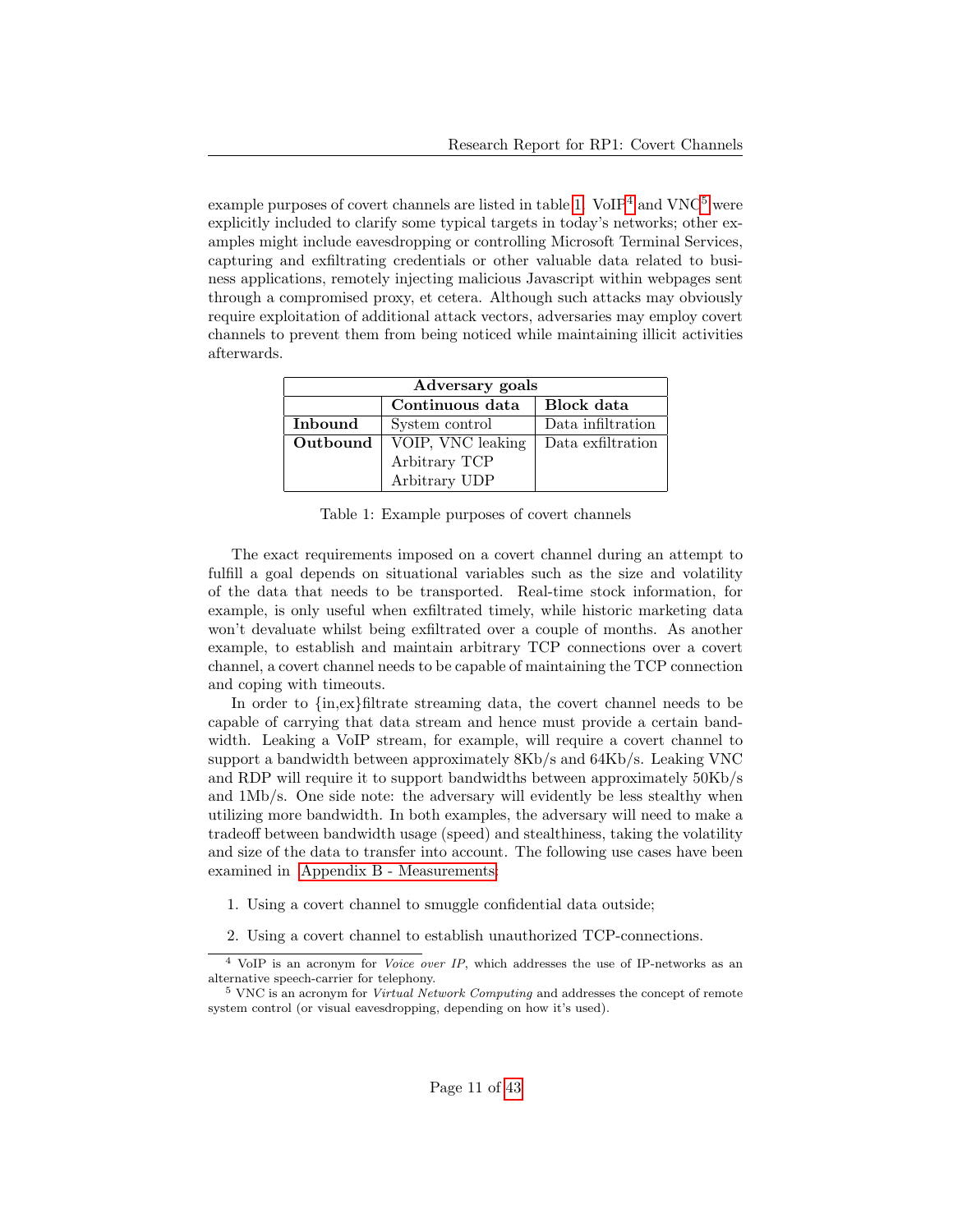example purposes of covert channels are listed in table 1. VoIP[4] and VNC[5] were explicitly included to clarify some typical targets in today's networks; other examples might include eavesdropping or controlling Microsoft Terminal Services, capturing and exfiltrating credentials or other valuable data related to business applications, remotely injecting malicious Javascript within webpages sent through a compromised proxy, et cetera. Although such attacks may obviously require exploitation of additional attack vectors, adversaries may employ covert channels to prevent them from being noticed while maintaining illicit activities afterwards.

| **Adversary goals** | | |
|---|---|---|
| | **Continuous data** | **Block data** |
| **Inbound** | System control | Data infiltration |
| **Outbound** | VOIP, VNC leaking<br>Arbitrary TCP<br>Arbitrary UDP | Data exfiltration |

Table 1: Example purposes of covert channels

The exact requirements imposed on a covert channel during an attempt to fulfill a goal depends on situational variables such as the size and volatility of the data that needs to be transported. Real-time stock information, for example, is only useful when exfiltrated timely, while historic marketing data won't devaluate whilst being exfiltrated over a couple of months. As another example, to establish and maintain arbitrary TCP connections over a covert channel, a covert channel needs to be capable of maintaining the TCP connection and coping with timeouts.

In order to {in,ex}filtrate streaming data, the covert channel needs to be capable of carrying that data stream and hence must provide a certain bandwidth. Leaking a VoIP stream, for example, will require a covert channel to support a bandwidth between approximately 8Kb/s and 64Kb/s. Leaking VNC and RDP will require it to support bandwidths between approximately 50Kb/s and 1Mb/s. One side note: the adversary will evidently be less stealthy when utilizing more bandwidth. In both examples, the adversary will need to make a tradeoff between bandwidth usage (speed) and stealthiness, taking the volatility and size of the data to transfer into account. The following use cases have been examined in Appendix B - Measurements:

1. Using a covert channel to smuggle confidential data outside;
2. Using a covert channel to establish unauthorized TCP-connections.

[4] VoIP is an acronym for *Voice over IP*, which addresses the use of IP-networks as an alternative speech-carrier for telephony.

[5] VNC is an acronym for *Virtual Network Computing* and addresses the concept of remote system control (or visual eavesdropping, depending on how it's used).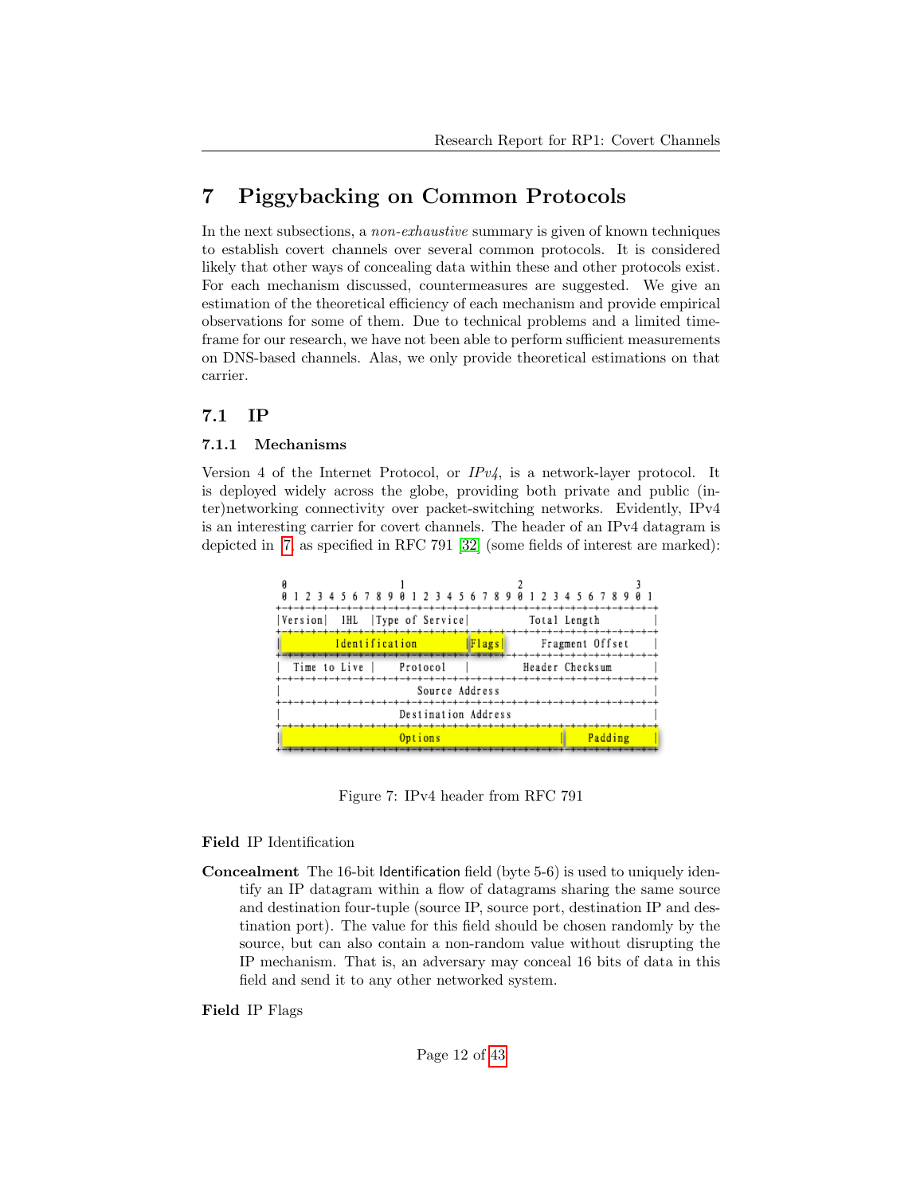# 7 Piggybacking on Common Protocols

In the next subsections, a *non-exhaustive* summary is given of known techniques to establish covert channels over several common protocols. It is considered likely that other ways of concealing data within these and other protocols exist. For each mechanism discussed, countermeasures are suggested. We give an estimation of the theoretical efficiency of each mechanism and provide empirical observations for some of them. Due to technical problems and a limited timeframe for our research, we have not been able to perform sufficient measurements on DNS-based channels. Alas, we only provide theoretical estimations on that carrier.

## 7.1 IP

### 7.1.1 Mechanisms

Version 4 of the Internet Protocol, or *IPv4*, is a network-layer protocol. It is deployed widely across the globe, providing both private and public (inter)networking connectivity over packet-switching networks. Evidently, IPv4 is an interesting carrier for covert channels. The header of an IPv4 datagram is depicted in 7, as specified in RFC 791 [32] (some fields of interest are marked):

```
 0                   1                   2                   3
 0 1 2 3 4 5 6 7 8 9 0 1 2 3 4 5 6 7 8 9 0 1 2 3 4 5 6 7 8 9 0 1
+-+-+-+-+-+-+-+-+-+-+-+-+-+-+-+-+-+-+-+-+-+-+-+-+-+-+-+-+-+-+-+-+
|Version|  IHL  |Type of Service|          Total Length         |
+-+-+-+-+-+-+-+-+-+-+-+-+-+-+-+-+-+-+-+-+-+-+-+-+-+-+-+-+-+-+-+-+
|         Identification        |Flags|      Fragment Offset    |
+-+-+-+-+-+-+-+-+-+-+-+-+-+-+-+-+-+-+-+-+-+-+-+-+-+-+-+-+-+-+-+-+
|  Time to Live |    Protocol   |         Header Checksum       |
+-+-+-+-+-+-+-+-+-+-+-+-+-+-+-+-+-+-+-+-+-+-+-+-+-+-+-+-+-+-+-+-+
|                       Source Address                          |
+-+-+-+-+-+-+-+-+-+-+-+-+-+-+-+-+-+-+-+-+-+-+-+-+-+-+-+-+-+-+-+-+
|                    Destination Address                        |
+-+-+-+-+-+-+-+-+-+-+-+-+-+-+-+-+-+-+-+-+-+-+-+-+-+-+-+-+-+-+-+-+
|                    Options                    |    Padding    |
+-+-+-+-+-+-+-+-+-+-+-+-+-+-+-+-+-+-+-+-+-+-+-+-+-+-+-+-+-+-+-+-+
```

Figure 7: IPv4 header from RFC 791

**Field** IP Identification

**Concealment** The 16-bit Identification field (byte 5-6) is used to uniquely identify an IP datagram within a flow of datagrams sharing the same source and destination four-tuple (source IP, source port, destination IP and destination port). The value for this field should be chosen randomly by the source, but can also contain a non-random value without disrupting the IP mechanism. That is, an adversary may conceal 16 bits of data in this field and send it to any other networked system.

**Field** IP Flags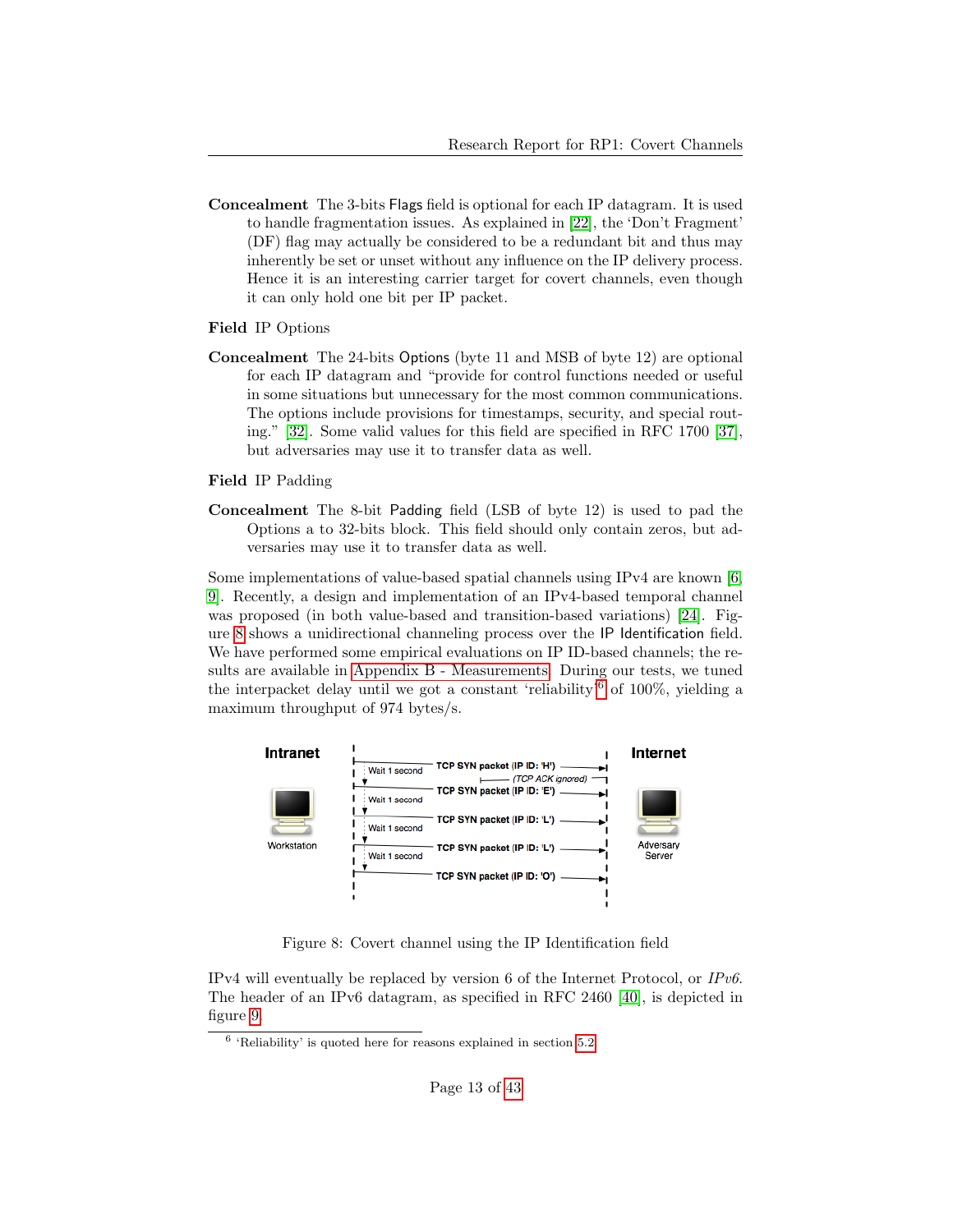**Concealment** The 3-bits Flags field is optional for each IP datagram. It is used to handle fragmentation issues. As explained in [22], the 'Don't Fragment' (DF) flag may actually be considered to be a redundant bit and thus may inherently be set or unset without any influence on the IP delivery process. Hence it is an interesting carrier target for covert channels, even though it can only hold one bit per IP packet.

**Field** IP Options

**Concealment** The 24-bits Options (byte 11 and MSB of byte 12) are optional for each IP datagram and "provide for control functions needed or useful in some situations but unnecessary for the most common communications. The options include provisions for timestamps, security, and special routing." [32]. Some valid values for this field are specified in RFC 1700 [37], but adversaries may use it to transfer data as well.

**Field** IP Padding

**Concealment** The 8-bit Padding field (LSB of byte 12) is used to pad the Options a to 32-bits block. This field should only contain zeros, but adversaries may use it to transfer data as well.

Some implementations of value-based spatial channels using IPv4 are known [6, 9]. Recently, a design and implementation of an IPv4-based temporal channel was proposed (in both value-based and transition-based variations) [24]. Figure 8 shows a unidirectional channeling process over the IP Identification field. We have performed some empirical evaluations on IP ID-based channels; the results are available in Appendix B - Measurements. During our tests, we tuned the interpacket delay until we got a constant 'reliability'[6] of 100%, yielding a maximum throughput of 974 bytes/s.

Intranet

Workstation

Wait 1 second

Wait 1 second

Wait 1 second

Wait 1 second

TCP SYN packet (IP ID: 'H')

(TCP ACK ignored)

TCP SYN packet (IP ID: 'E')

TCP SYN packet (IP ID: 'L')

TCP SYN packet (IP ID: 'L')

TCP SYN packet (IP ID: 'O')

Internet

Adversary Server

Figure 8: Covert channel using the IP Identification field

IPv4 will eventually be replaced by version 6 of the Internet Protocol, or *IPv6*. The header of an IPv6 datagram, as specified in RFC 2460 [40], is depicted in figure 9.

[6] 'Reliability' is quoted here for reasons explained in section 5.2.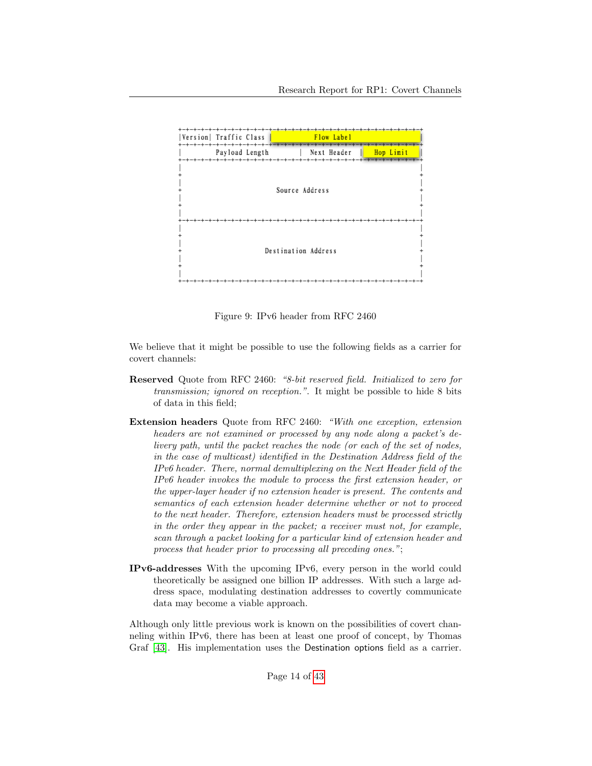```
+-+-+-+-+-+-+-+-+-+-+-+-+-+-+-+-+-+-+-+-+-+-+-+-+-+-+-+-+-+-+-+-+
|Version| Traffic Class |           Flow Label                  |
+-+-+-+-+-+-+-+-+-+-+-+-+-+-+-+-+-+-+-+-+-+-+-+-+-+-+-+-+-+-+-+-+
|         Payload Length        |  Next Header  |   Hop Limit   |
+-+-+-+-+-+-+-+-+-+-+-+-+-+-+-+-+-+-+-+-+-+-+-+-+-+-+-+-+-+-+-+-+
|                                                               |
+                                                               +
|                                                               |
+                         Source Address                        +
|                                                               |
+                                                               +
|                                                               |
+-+-+-+-+-+-+-+-+-+-+-+-+-+-+-+-+-+-+-+-+-+-+-+-+-+-+-+-+-+-+-+-+
|                                                               |
+                                                               +
|                                                               |
+                      Destination Address                      +
|                                                               |
+                                                               +
|                                                               |
+-+-+-+-+-+-+-+-+-+-+-+-+-+-+-+-+-+-+-+-+-+-+-+-+-+-+-+-+-+-+-+-+
```

Figure 9: IPv6 header from RFC 2460

We believe that it might be possible to use the following fields as a carrier for covert channels:

**Reserved** Quote from RFC 2460: *"8-bit reserved field. Initialized to zero for transmission; ignored on reception."*. It might be possible to hide 8 bits of data in this field;

**Extension headers** Quote from RFC 2460: *"With one exception, extension headers are not examined or processed by any node along a packet's delivery path, until the packet reaches the node (or each of the set of nodes, in the case of multicast) identified in the Destination Address field of the IPv6 header. There, normal demultiplexing on the Next Header field of the IPv6 header invokes the module to process the first extension header, or the upper-layer header if no extension header is present. The contents and semantics of each extension header determine whether or not to proceed to the next header. Therefore, extension headers must be processed strictly in the order they appear in the packet; a receiver must not, for example, scan through a packet looking for a particular kind of extension header and process that header prior to processing all preceding ones."*;

**IPv6-addresses** With the upcoming IPv6, every person in the world could theoretically be assigned one billion IP addresses. With such a large address space, modulating destination addresses to covertly communicate data may become a viable approach.

Although only little previous work is known on the possibilities of covert channeling within IPv6, there has been at least one proof of concept, by Thomas Graf [43]. His implementation uses the Destination options field as a carrier.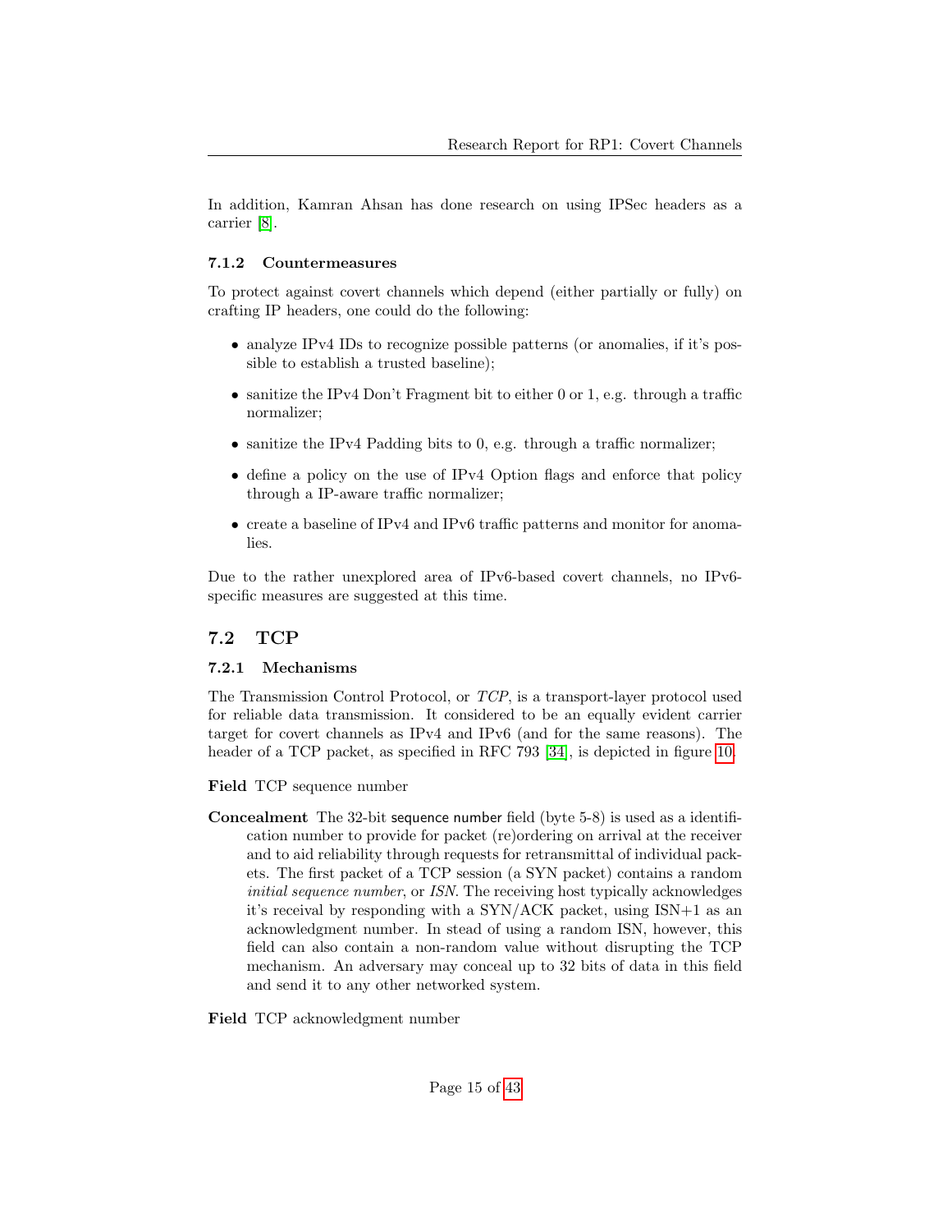In addition, Kamran Ahsan has done research on using IPSec headers as a carrier [8].

#### 7.1.2 Countermeasures

To protect against covert channels which depend (either partially or fully) on crafting IP headers, one could do the following:

- analyze IPv4 IDs to recognize possible patterns (or anomalies, if it's possible to establish a trusted baseline);
- sanitize the IPv4 Don't Fragment bit to either 0 or 1, e.g. through a traffic normalizer;
- sanitize the IPv4 Padding bits to 0, e.g. through a traffic normalizer;
- define a policy on the use of IPv4 Option flags and enforce that policy through a IP-aware traffic normalizer;
- create a baseline of IPv4 and IPv6 traffic patterns and monitor for anomalies.

Due to the rather unexplored area of IPv6-based covert channels, no IPv6-specific measures are suggested at this time.

### 7.2 TCP

#### 7.2.1 Mechanisms

The Transmission Control Protocol, or *TCP*, is a transport-layer protocol used for reliable data transmission. It considered to be an equally evident carrier target for covert channels as IPv4 and IPv6 (and for the same reasons). The header of a TCP packet, as specified in RFC 793 [34], is depicted in figure 10.

**Field** TCP sequence number

**Concealment** The 32-bit sequence number field (byte 5-8) is used as a identification number to provide for packet (re)ordering on arrival at the receiver and to aid reliability through requests for retransmittal of individual packets. The first packet of a TCP session (a SYN packet) contains a random *initial sequence number*, or *ISN*. The receiving host typically acknowledges it's receival by responding with a SYN/ACK packet, using ISN+1 as an acknowledgment number. In stead of using a random ISN, however, this field can also contain a non-random value without disrupting the TCP mechanism. An adversary may conceal up to 32 bits of data in this field and send it to any other networked system.

**Field** TCP acknowledgment number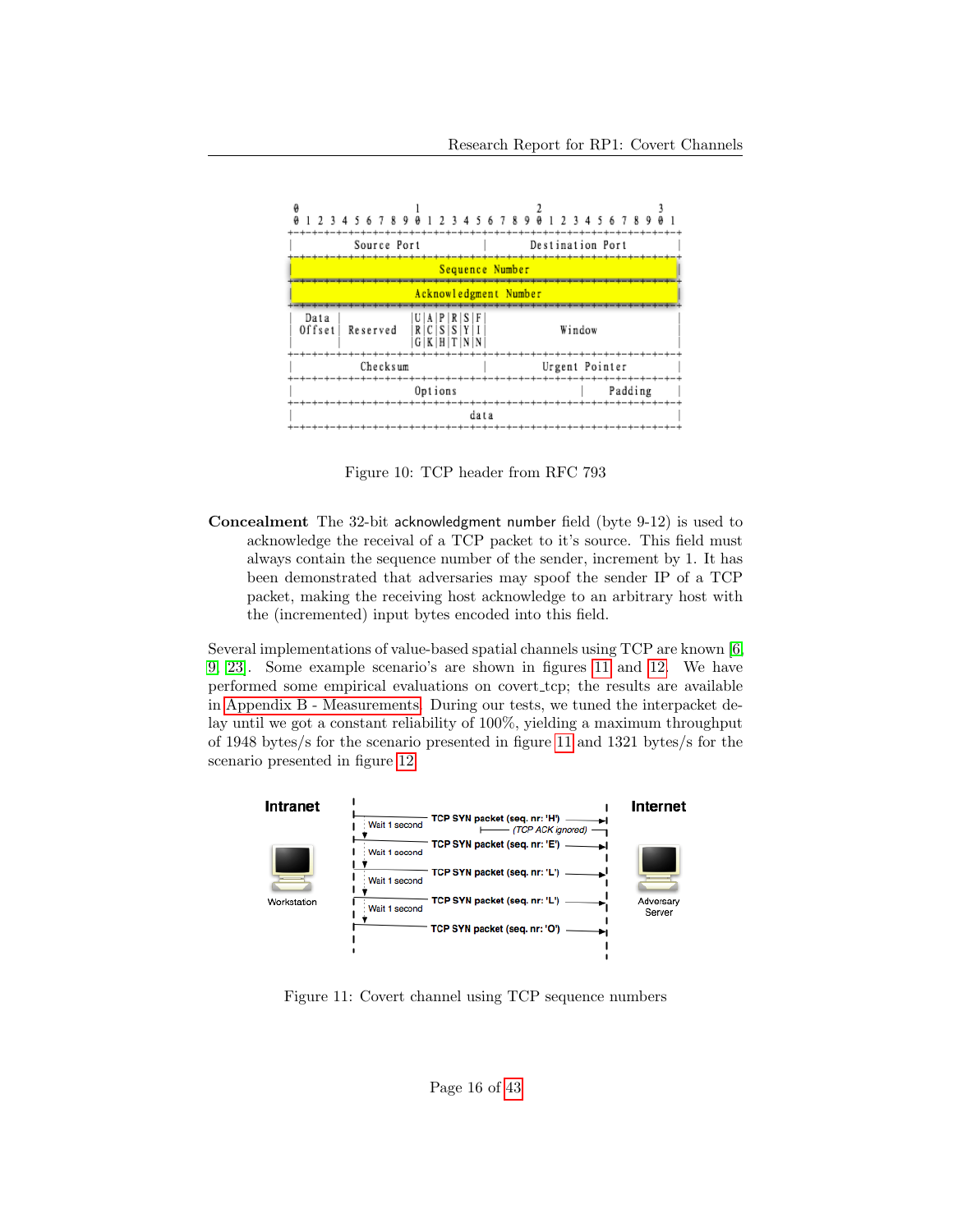```
 0                   1                   2                   3
 0 1 2 3 4 5 6 7 8 9 0 1 2 3 4 5 6 7 8 9 0 1 2 3 4 5 6 7 8 9 0 1
+-+-+-+-+-+-+-+-+-+-+-+-+-+-+-+-+-+-+-+-+-+-+-+-+-+-+-+-+-+-+-+-+
|          Source Port          |       Destination Port        |
+-+-+-+-+-+-+-+-+-+-+-+-+-+-+-+-+-+-+-+-+-+-+-+-+-+-+-+-+-+-+-+-+
|                        Sequence Number                        |
+-+-+-+-+-+-+-+-+-+-+-+-+-+-+-+-+-+-+-+-+-+-+-+-+-+-+-+-+-+-+-+-+
|                    Acknowledgment Number                      |
+-+-+-+-+-+-+-+-+-+-+-+-+-+-+-+-+-+-+-+-+-+-+-+-+-+-+-+-+-+-+-+-+
|  Data |           |U|A|P|R|S|F|                               |
| Offset| Reserved  |R|C|S|S|Y|I|            Window             |
|       |           |G|K|H|T|N|N|                               |
+-+-+-+-+-+-+-+-+-+-+-+-+-+-+-+-+-+-+-+-+-+-+-+-+-+-+-+-+-+-+-+-+
|           Checksum            |         Urgent Pointer        |
+-+-+-+-+-+-+-+-+-+-+-+-+-+-+-+-+-+-+-+-+-+-+-+-+-+-+-+-+-+-+-+-+
|                    Options                    |    Padding    |
+-+-+-+-+-+-+-+-+-+-+-+-+-+-+-+-+-+-+-+-+-+-+-+-+-+-+-+-+-+-+-+-+
|                             data                              |
+-+-+-+-+-+-+-+-+-+-+-+-+-+-+-+-+-+-+-+-+-+-+-+-+-+-+-+-+-+-+-+-+
```

Figure 10: TCP header from RFC 793

**Concealment** The 32-bit acknowledgment number field (byte 9-12) is used to acknowledge the receival of a TCP packet to it's source. This field must always contain the sequence number of the sender, increment by 1. It has been demonstrated that adversaries may spoof the sender IP of a TCP packet, making the receiving host acknowledge to an arbitrary host with the (incremented) input bytes encoded into this field.

Several implementations of value-based spatial channels using TCP are known [6, 9, 23]. Some example scenario's are shown in figures 11 and 12. We have performed some empirical evaluations on covert_tcp; the results are available in Appendix B - Measurements. During our tests, we tuned the interpacket delay until we got a constant reliability of 100%, yielding a maximum throughput of 1948 bytes/s for the scenario presented in figure 11 and 1321 bytes/s for the scenario presented in figure 12.

Intranet

Internet

Workstation

Adversary Server

TCP SYN packet (seq. nr: 'H')

(TCP ACK ignored)

Wait 1 second

TCP SYN packet (seq. nr: 'E')

Wait 1 second

TCP SYN packet (seq. nr: 'L')

Wait 1 second

TCP SYN packet (seq. nr: 'L')

Wait 1 second

TCP SYN packet (seq. nr: 'O')

Figure 11: Covert channel using TCP sequence numbers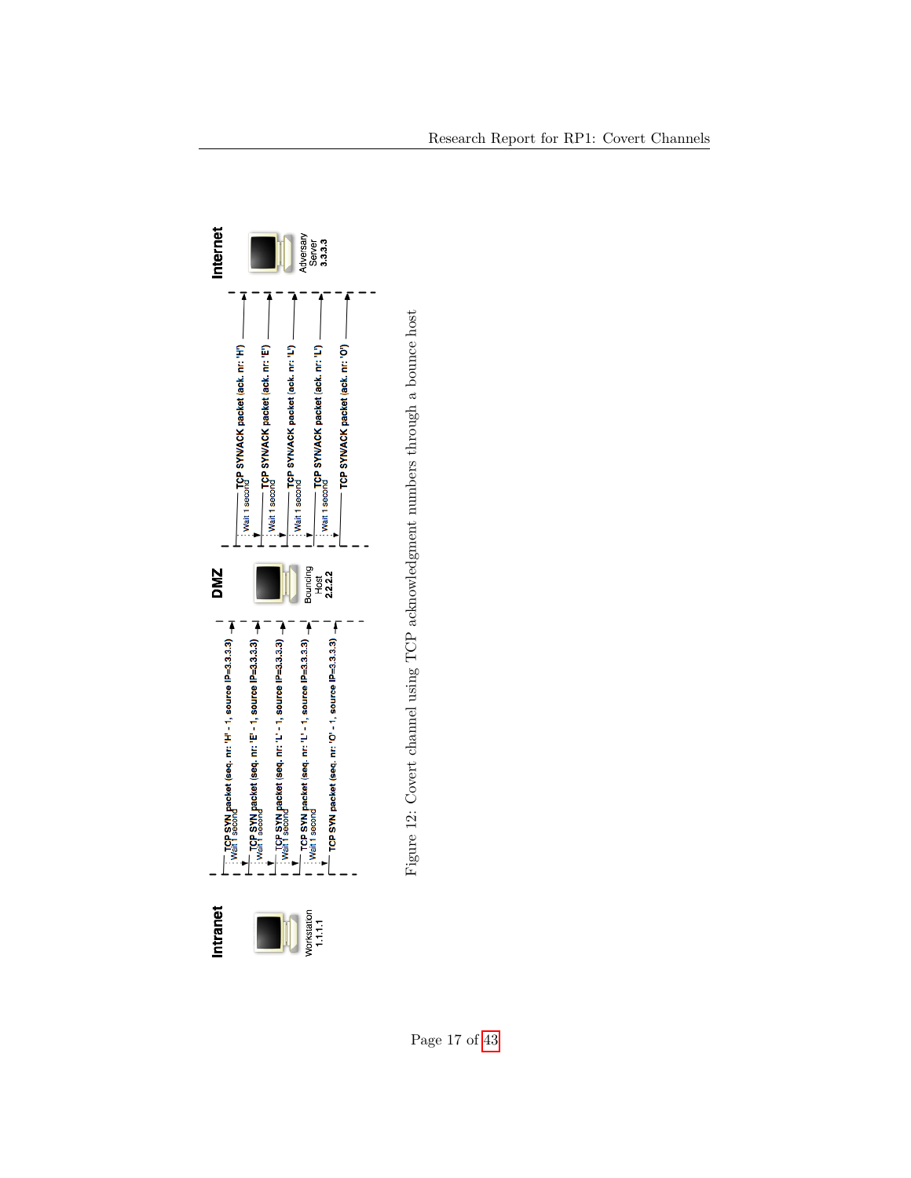Intranet

Workstation
1.1.1.1

TCP SYN packet (seq. nr: 'H' - 1, source IP=3.3.3.3)
Wait 1 second
TCP SYN packet (seq. nr: 'E' - 1, source IP=3.3.3.3)
Wait 1 second
TCP SYN packet (seq. nr: 'L' - 1, source IP=3.3.3.3)
Wait 1 second
TCP SYN packet (seq. nr: 'L' - 1, source IP=3.3.3.3)
Wait 1 second
TCP SYN packet (seq. nr: 'O' - 1, source IP=3.3.3.3)

DMZ

Bouncing
Host
2.2.2.2

TCP SYN/ACK packet (ack. nr: 'H')
Wait 1 second
TCP SYN/ACK packet (ack. nr: 'E')
Wait 1 second
TCP SYN/ACK packet (ack. nr: 'L')
Wait 1 second
TCP SYN/ACK packet (ack. nr: 'L')
Wait 1 second
TCP SYN/ACK packet (ack. nr: 'O')

Internet

Adversary
Server
3.3.3.3

Figure 12: Covert channel using TCP acknowledgment numbers through a bounce host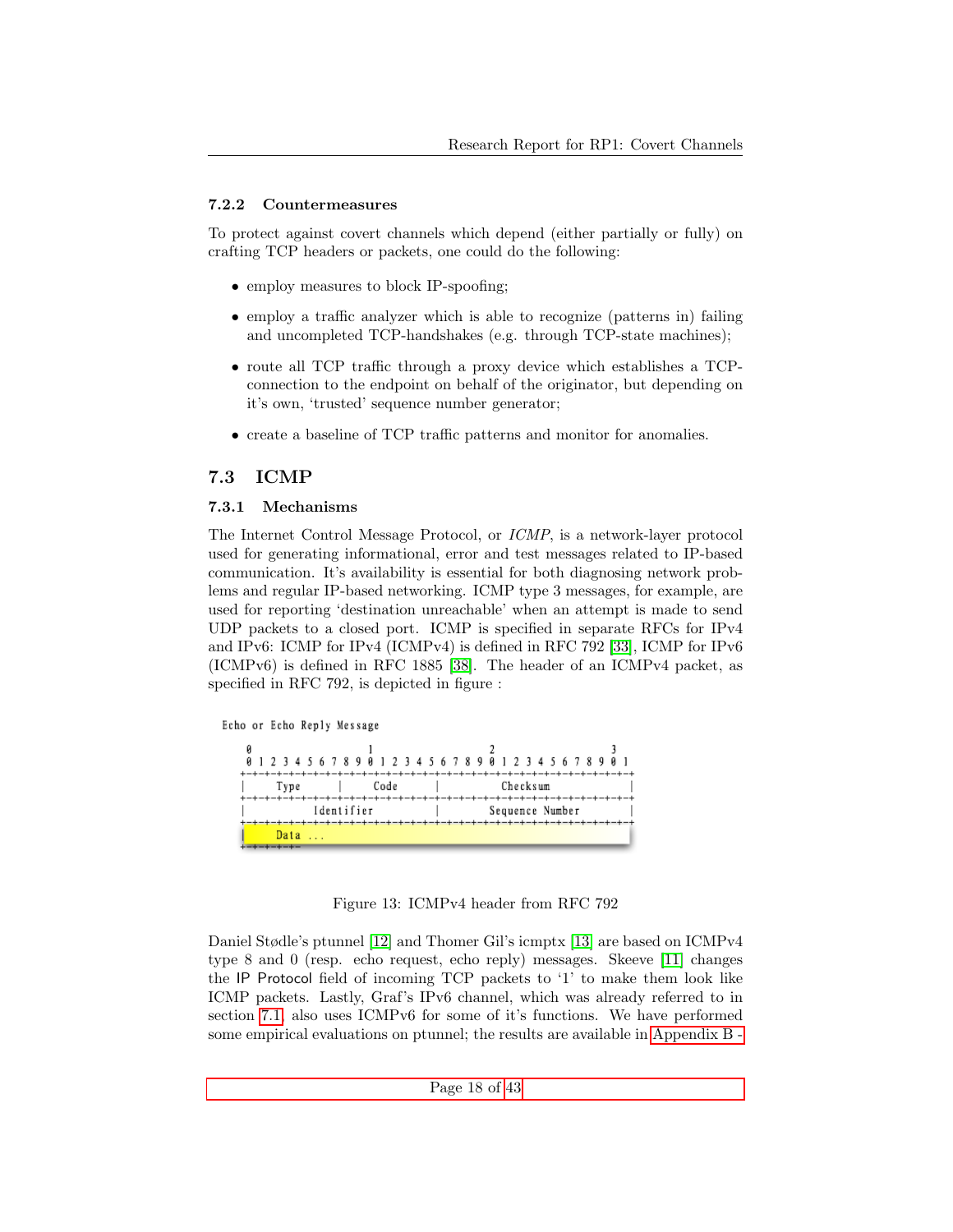### 7.2.2 Countermeasures

To protect against covert channels which depend (either partially or fully) on crafting TCP headers or packets, one could do the following:

- employ measures to block IP-spoofing;
- employ a traffic analyzer which is able to recognize (patterns in) failing and uncompleted TCP-handshakes (e.g. through TCP-state machines);
- route all TCP traffic through a proxy device which establishes a TCP-connection to the endpoint on behalf of the originator, but depending on it's own, 'trusted' sequence number generator;
- create a baseline of TCP traffic patterns and monitor for anomalies.

## 7.3 ICMP

### 7.3.1 Mechanisms

The Internet Control Message Protocol, or *ICMP*, is a network-layer protocol used for generating informational, error and test messages related to IP-based communication. It's availability is essential for both diagnosing network problems and regular IP-based networking. ICMP type 3 messages, for example, are used for reporting 'destination unreachable' when an attempt is made to send UDP packets to a closed port. ICMP is specified in separate RFCs for IPv4 and IPv6: ICMP for IPv4 (ICMPv4) is defined in RFC 792 [33], ICMP for IPv6 (ICMPv6) is defined in RFC 1885 [38]. The header of an ICMPv4 packet, as specified in RFC 792, is depicted in figure :

```
Echo or Echo Reply Message

 0                   1                   2                   3
 0 1 2 3 4 5 6 7 8 9 0 1 2 3 4 5 6 7 8 9 0 1 2 3 4 5 6 7 8 9 0 1
+-+-+-+-+-+-+-+-+-+-+-+-+-+-+-+-+-+-+-+-+-+-+-+-+-+-+-+-+-+-+-+-+
|     Type      |     Code      |          Checksum             |
+-+-+-+-+-+-+-+-+-+-+-+-+-+-+-+-+-+-+-+-+-+-+-+-+-+-+-+-+-+-+-+-+
|           Identifier          |        Sequence Number        |
+-+-+-+-+-+-+-+-+-+-+-+-+-+-+-+-+-+-+-+-+-+-+-+-+-+-+-+-+-+-+-+-+
|     Data ...
+-+-+-+-+-
```

Figure 13: ICMPv4 header from RFC 792

Daniel Stødle's ptunnel [12] and Thomer Gil's icmptx [13] are based on ICMPv4 type 8 and 0 (resp. echo request, echo reply) messages. Skeeve [11] changes the IP Protocol field of incoming TCP packets to '1' to make them look like ICMP packets. Lastly, Graf's IPv6 channel, which was already referred to in section 7.1, also uses ICMPv6 for some of it's functions. We have performed some empirical evaluations on ptunnel; the results are available in Appendix B -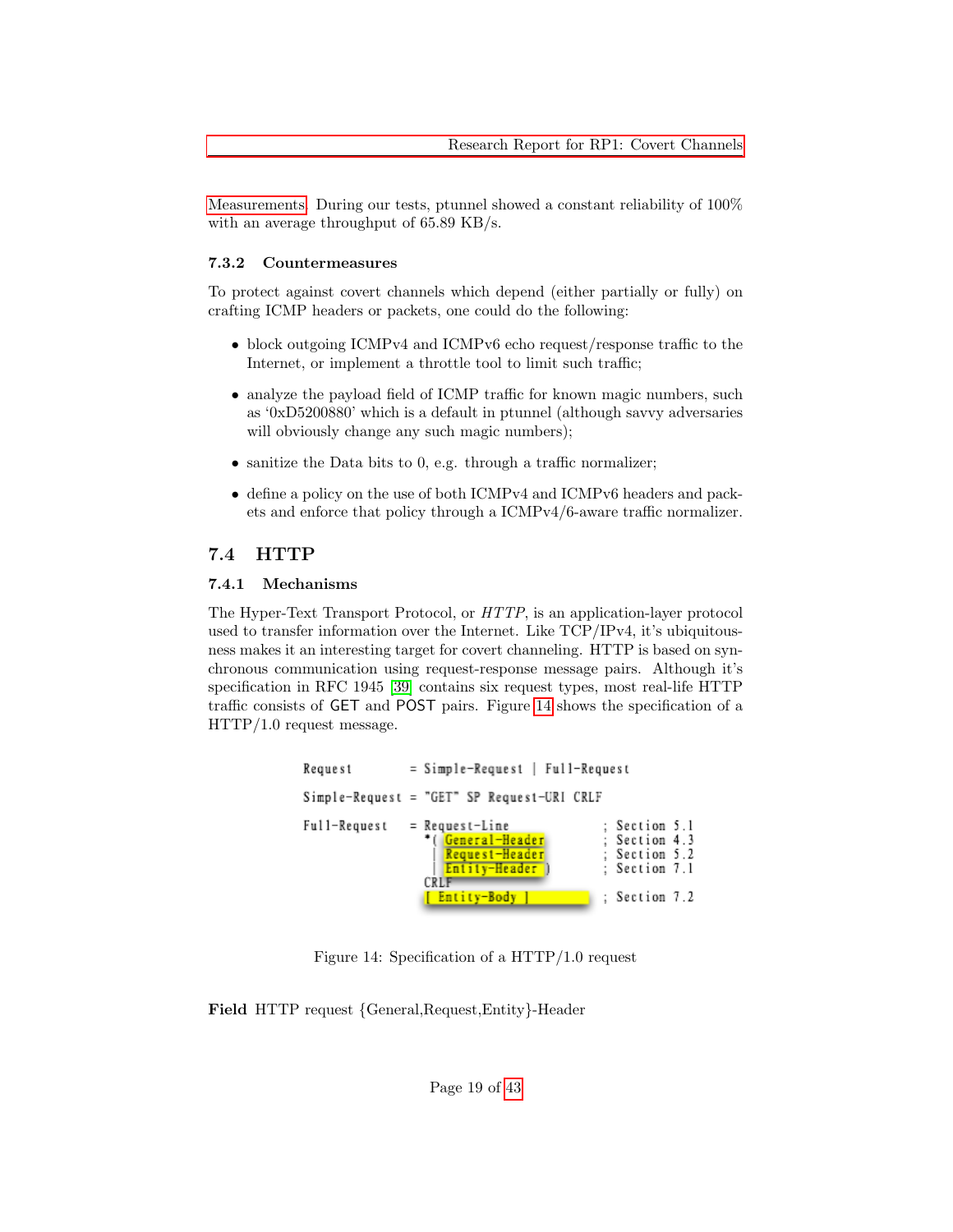**Measurements** During our tests, ptunnel showed a constant reliability of 100% with an average throughput of 65.89 KB/s.

### 7.3.2 Countermeasures

To protect against covert channels which depend (either partially or fully) on crafting ICMP headers or packets, one could do the following:

- block outgoing ICMPv4 and ICMPv6 echo request/response traffic to the Internet, or implement a throttle tool to limit such traffic;
- analyze the payload field of ICMP traffic for known magic numbers, such as '0xD5200880' which is a default in ptunnel (although savvy adversaries will obviously change any such magic numbers);
- sanitize the Data bits to 0, e.g. through a traffic normalizer;
- define a policy on the use of both ICMPv4 and ICMPv6 headers and packets and enforce that policy through a ICMPv4/6-aware traffic normalizer.

## 7.4 HTTP

### 7.4.1 Mechanisms

The Hyper-Text Transport Protocol, or *HTTP*, is an application-layer protocol used to transfer information over the Internet. Like TCP/IPv4, it's ubiquitousness makes it an interesting target for covert channeling. HTTP is based on synchronous communication using request-response message pairs. Although it's specification in RFC 1945 [39] contains six request types, most real-life HTTP traffic consists of GET and POST pairs. Figure 14 shows the specification of a HTTP/1.0 request message.

```
Request        = Simple-Request | Full-Request

Simple-Request = "GET" SP Request-URI CRLF

Full-Request   = Request-Line              ; Section 5.1
                 *( General-Header         ; Section 4.3
                  | Request-Header         ; Section 5.2
                  | Entity-Header )        ; Section 7.1
                 CRLF
                 [ Entity-Body ]           ; Section 7.2
```

Figure 14: Specification of a HTTP/1.0 request

**Field** HTTP request {General,Request,Entity}-Header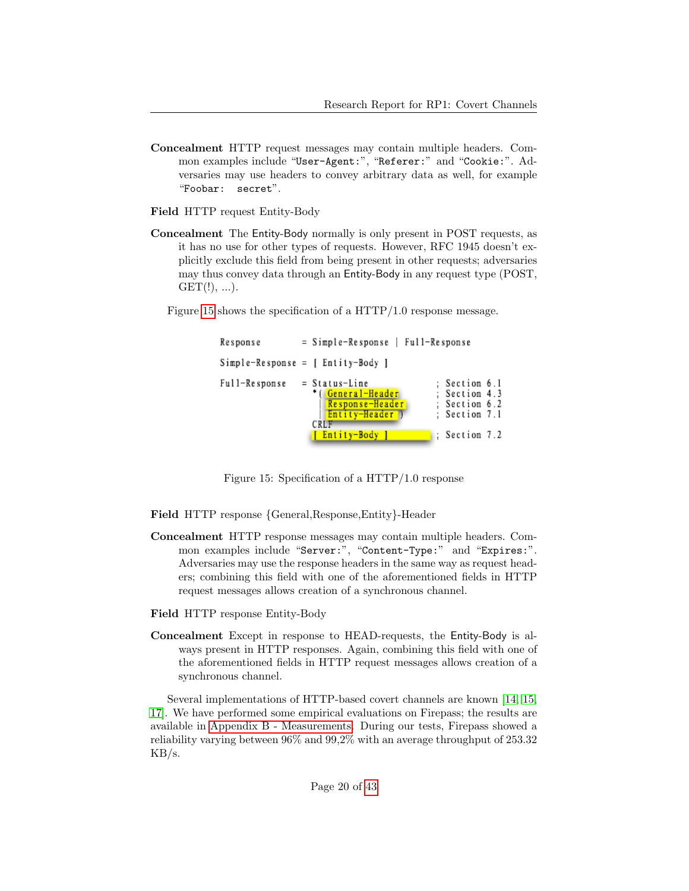**Concealment** HTTP request messages may contain multiple headers. Common examples include "`User-Agent:`", "`Referer:`" and "`Cookie:`". Adversaries may use headers to convey arbitrary data as well, for example "`Foobar: secret`".

**Field** HTTP request Entity-Body

**Concealment** The Entity-Body normally is only present in POST requests, as it has no use for other types of requests. However, RFC 1945 doesn't explicitly exclude this field from being present in other requests; adversaries may thus convey data through an Entity-Body in any request type (POST, GET(!), ...).

Figure 15 shows the specification of a HTTP/1.0 response message.

```
Response        = Simple-Response | Full-Response

Simple-Response = [ Entity-Body ]

Full-Response   = Status-Line             ; Section 6.1
                  *( General-Header       ; Section 4.3
                   | Response-Header      ; Section 6.2
                   | Entity-Header )      ; Section 7.1
                  CRLF
                  [ Entity-Body ]         ; Section 7.2
```

Figure 15: Specification of a HTTP/1.0 response

**Field** HTTP response {General,Response,Entity}-Header

**Concealment** HTTP response messages may contain multiple headers. Common examples include "`Server:`", "`Content-Type:`" and "`Expires:`". Adversaries may use the response headers in the same way as request headers; combining this field with one of the aforementioned fields in HTTP request messages allows creation of a synchronous channel.

**Field** HTTP response Entity-Body

**Concealment** Except in response to HEAD-requests, the Entity-Body is always present in HTTP responses. Again, combining this field with one of the aforementioned fields in HTTP request messages allows creation of a synchronous channel.

Several implementations of HTTP-based covert channels are known [14, 15, 17]. We have performed some empirical evaluations on Firepass; the results are available in Appendix B - Measurements. During our tests, Firepass showed a reliability varying between 96% and 99,2% with an average throughput of 253.32 KB/s.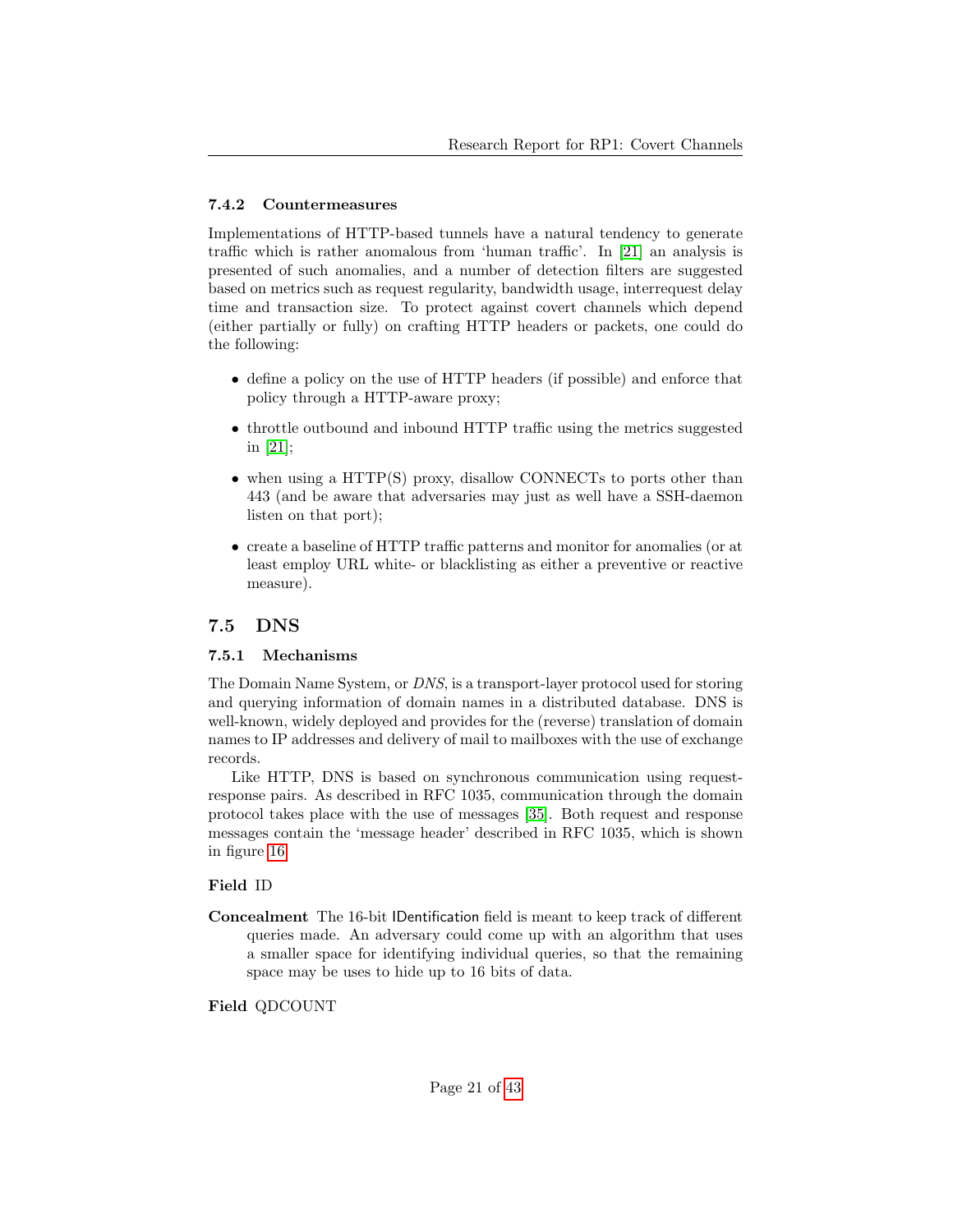### 7.4.2 Countermeasures

Implementations of HTTP-based tunnels have a natural tendency to generate traffic which is rather anomalous from 'human traffic'. In [21] an analysis is presented of such anomalies, and a number of detection filters are suggested based on metrics such as request regularity, bandwidth usage, interrequest delay time and transaction size. To protect against covert channels which depend (either partially or fully) on crafting HTTP headers or packets, one could do the following:

- define a policy on the use of HTTP headers (if possible) and enforce that policy through a HTTP-aware proxy;
- throttle outbound and inbound HTTP traffic using the metrics suggested in [21];
- when using a HTTP(S) proxy, disallow CONNECTs to ports other than 443 (and be aware that adversaries may just as well have a SSH-daemon listen on that port);
- create a baseline of HTTP traffic patterns and monitor for anomalies (or at least employ URL white- or blacklisting as either a preventive or reactive measure).

## 7.5 DNS

### 7.5.1 Mechanisms

The Domain Name System, or *DNS*, is a transport-layer protocol used for storing and querying information of domain names in a distributed database. DNS is well-known, widely deployed and provides for the (reverse) translation of domain names to IP addresses and delivery of mail to mailboxes with the use of exchange records.

Like HTTP, DNS is based on synchronous communication using request-response pairs. As described in RFC 1035, communication through the domain protocol takes place with the use of messages [35]. Both request and response messages contain the 'message header' described in RFC 1035, which is shown in figure 16.

**Field** ID

**Concealment** The 16-bit IDentification field is meant to keep track of different queries made. An adversary could come up with an algorithm that uses a smaller space for identifying individual queries, so that the remaining space may be uses to hide up to 16 bits of data.

**Field** QDCOUNT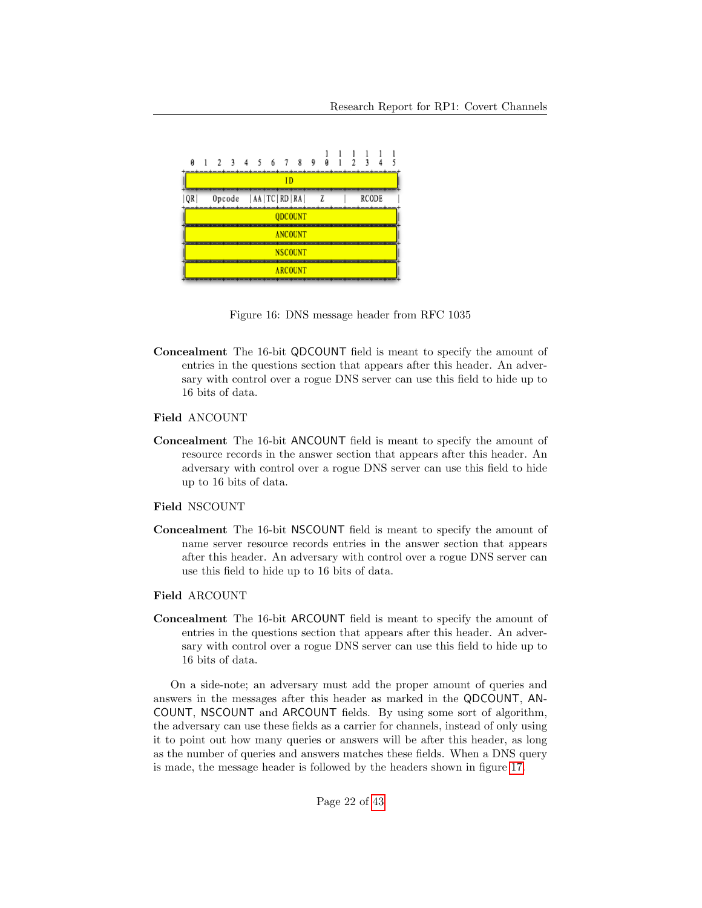```
                                    1  1  1  1  1  1
      0  1  2  3  4  5  6  7  8  9  0  1  2  3  4  5
    +--+--+--+--+--+--+--+--+--+--+--+--+--+--+--+--+
    |                      ID                       |
    +--+--+--+--+--+--+--+--+--+--+--+--+--+--+--+--+
    |QR|   Opcode  |AA|TC|RD|RA|   Z    |   RCODE   |
    +--+--+--+--+--+--+--+--+--+--+--+--+--+--+--+--+
    |                    QDCOUNT                    |
    +--+--+--+--+--+--+--+--+--+--+--+--+--+--+--+--+
    |                    ANCOUNT                    |
    +--+--+--+--+--+--+--+--+--+--+--+--+--+--+--+--+
    |                    NSCOUNT                    |
    +--+--+--+--+--+--+--+--+--+--+--+--+--+--+--+--+
    |                    ARCOUNT                    |
    +--+--+--+--+--+--+--+--+--+--+--+--+--+--+--+--+
```

Figure 16: DNS message header from RFC 1035

**Concealment** The 16-bit QDCOUNT field is meant to specify the amount of entries in the questions section that appears after this header. An adversary with control over a rogue DNS server can use this field to hide up to 16 bits of data.

**Field** ANCOUNT

**Concealment** The 16-bit ANCOUNT field is meant to specify the amount of resource records in the answer section that appears after this header. An adversary with control over a rogue DNS server can use this field to hide up to 16 bits of data.

**Field** NSCOUNT

**Concealment** The 16-bit NSCOUNT field is meant to specify the amount of name server resource records entries in the answer section that appears after this header. An adversary with control over a rogue DNS server can use this field to hide up to 16 bits of data.

**Field** ARCOUNT

**Concealment** The 16-bit ARCOUNT field is meant to specify the amount of entries in the questions section that appears after this header. An adversary with control over a rogue DNS server can use this field to hide up to 16 bits of data.

On a side-note; an adversary must add the proper amount of queries and answers in the messages after this header as marked in the QDCOUNT, ANCOUNT, NSCOUNT and ARCOUNT fields. By using some sort of algorithm, the adversary can use these fields as a carrier for channels, instead of only using it to point out how many queries or answers will be after this header, as long as the number of queries and answers matches these fields. When a DNS query is made, the message header is followed by the headers shown in figure 17.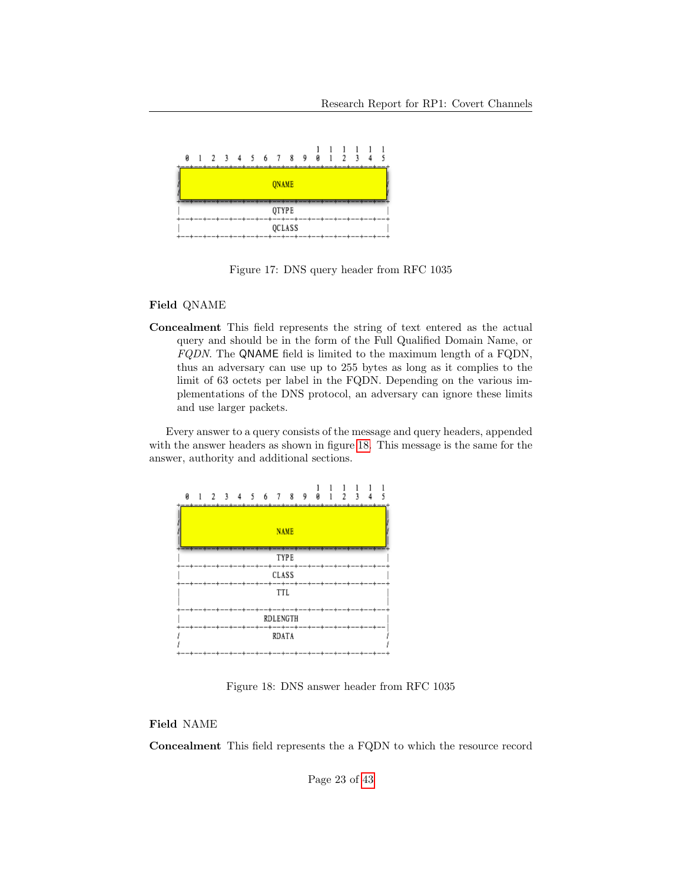```
                                  1  1  1  1  1  1
    0  1  2  3  4  5  6  7  8  9  0  1  2  3  4  5
  +--+--+--+--+--+--+--+--+--+--+--+--+--+--+--+--+
  /                     QNAME                     /
  +--+--+--+--+--+--+--+--+--+--+--+--+--+--+--+--+
  |                     QTYPE                     |
  +--+--+--+--+--+--+--+--+--+--+--+--+--+--+--+--+
  |                     QCLASS                    |
  +--+--+--+--+--+--+--+--+--+--+--+--+--+--+--+--+
```

Figure 17: DNS query header from RFC 1035

**Field** QNAME

**Concealment** This field represents the string of text entered as the actual query and should be in the form of the Full Qualified Domain Name, or *FQDN*. The QNAME field is limited to the maximum length of a FQDN, thus an adversary can use up to 255 bytes as long as it complies to the limit of 63 octets per label in the FQDN. Depending on the various implementations of the DNS protocol, an adversary can ignore these limits and use larger packets.

Every answer to a query consists of the message and query headers, appended with the answer headers as shown in figure 18. This message is the same for the answer, authority and additional sections.

```
                                  1  1  1  1  1  1
    0  1  2  3  4  5  6  7  8  9  0  1  2  3  4  5
  +--+--+--+--+--+--+--+--+--+--+--+--+--+--+--+--+
  /                                               /
  /                      NAME                     /
  +--+--+--+--+--+--+--+--+--+--+--+--+--+--+--+--+
  |                      TYPE                     |
  +--+--+--+--+--+--+--+--+--+--+--+--+--+--+--+--+
  |                     CLASS                     |
  +--+--+--+--+--+--+--+--+--+--+--+--+--+--+--+--+
  |                      TTL                      |
  |                                               |
  +--+--+--+--+--+--+--+--+--+--+--+--+--+--+--+--+
  |                   RDLENGTH                    |
  +--+--+--+--+--+--+--+--+--+--+--+--+--+--+--+--|
  /                     RDATA                     /
  /                                               /
  +--+--+--+--+--+--+--+--+--+--+--+--+--+--+--+--+
```

Figure 18: DNS answer header from RFC 1035

**Field** NAME

**Concealment** This field represents the a FQDN to which the resource record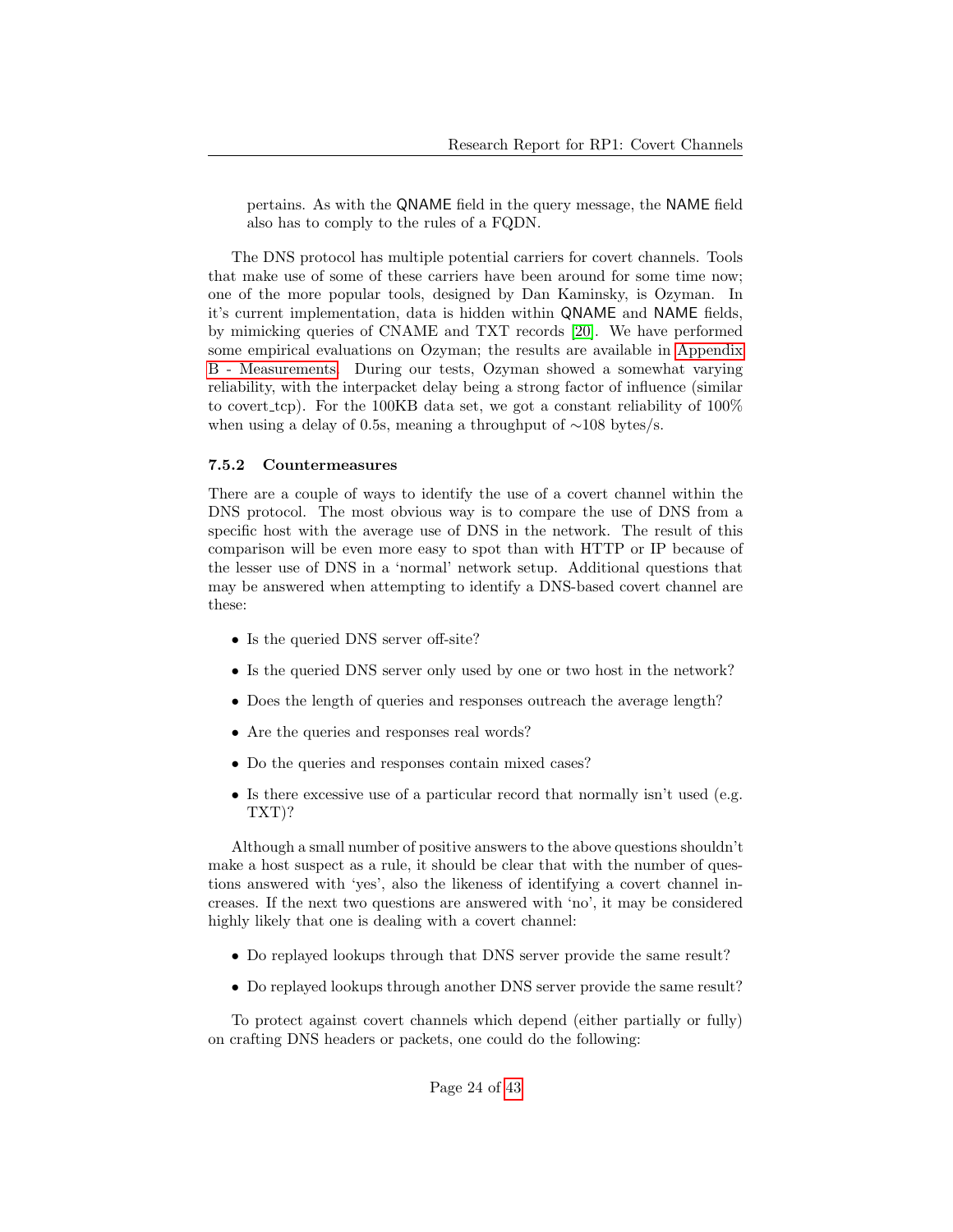pertains. As with the QNAME field in the query message, the NAME field also has to comply to the rules of a FQDN.

The DNS protocol has multiple potential carriers for covert channels. Tools that make use of some of these carriers have been around for some time now; one of the more popular tools, designed by Dan Kaminsky, is Ozyman. In it's current implementation, data is hidden within QNAME and NAME fields, by mimicking queries of CNAME and TXT records [20]. We have performed some empirical evaluations on Ozyman; the results are available in Appendix B - Measurements. During our tests, Ozyman showed a somewhat varying reliability, with the interpacket delay being a strong factor of influence (similar to covert_tcp). For the 100KB data set, we got a constant reliability of 100% when using a delay of 0.5s, meaning a throughput of ∼108 bytes/s.

### 7.5.2 Countermeasures

There are a couple of ways to identify the use of a covert channel within the DNS protocol. The most obvious way is to compare the use of DNS from a specific host with the average use of DNS in the network. The result of this comparison will be even more easy to spot than with HTTP or IP because of the lesser use of DNS in a 'normal' network setup. Additional questions that may be answered when attempting to identify a DNS-based covert channel are these:

- Is the queried DNS server off-site?
- Is the queried DNS server only used by one or two host in the network?
- Does the length of queries and responses outreach the average length?
- Are the queries and responses real words?
- Do the queries and responses contain mixed cases?
- Is there excessive use of a particular record that normally isn't used (e.g. TXT)?

Although a small number of positive answers to the above questions shouldn't make a host suspect as a rule, it should be clear that with the number of questions answered with 'yes', also the likeness of identifying a covert channel increases. If the next two questions are answered with 'no', it may be considered highly likely that one is dealing with a covert channel:

- Do replayed lookups through that DNS server provide the same result?
- Do replayed lookups through another DNS server provide the same result?

To protect against covert channels which depend (either partially or fully) on crafting DNS headers or packets, one could do the following: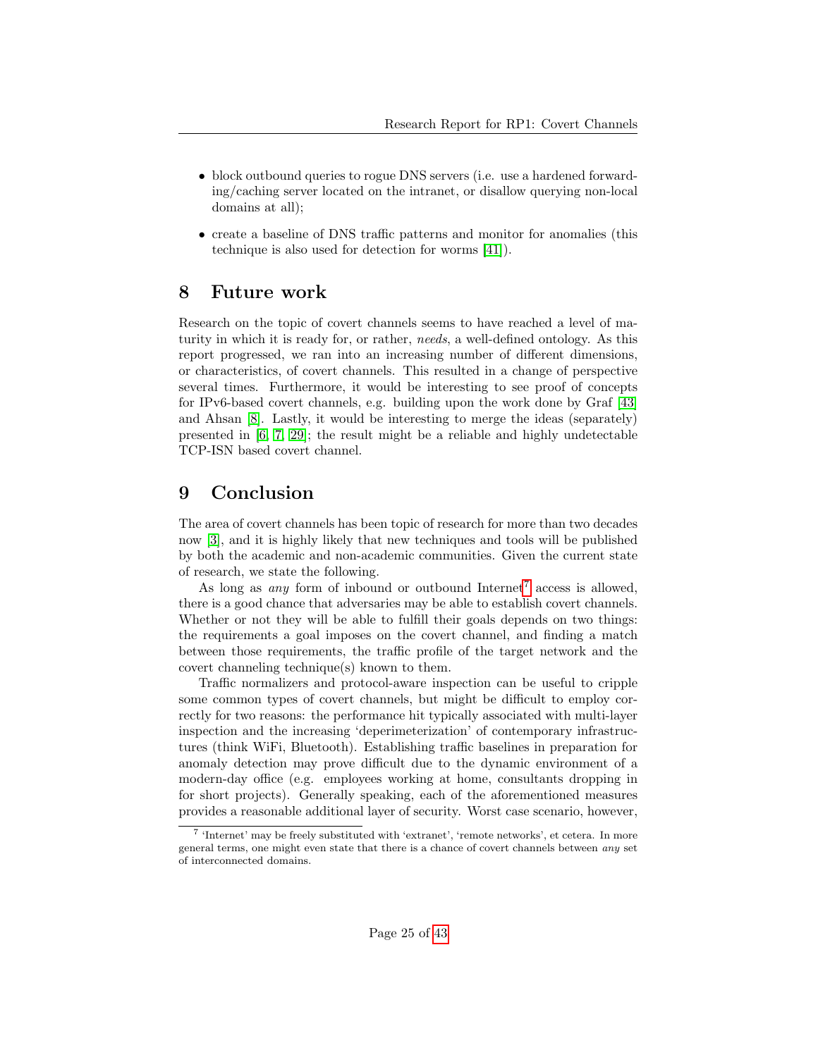- block outbound queries to rogue DNS servers (i.e. use a hardened forwarding/caching server located on the intranet, or disallow querying non-local domains at all);
- create a baseline of DNS traffic patterns and monitor for anomalies (this technique is also used for detection for worms [41]).

# 8 Future work

Research on the topic of covert channels seems to have reached a level of maturity in which it is ready for, or rather, *needs*, a well-defined ontology. As this report progressed, we ran into an increasing number of different dimensions, or characteristics, of covert channels. This resulted in a change of perspective several times. Furthermore, it would be interesting to see proof of concepts for IPv6-based covert channels, e.g. building upon the work done by Graf [43] and Ahsan [8]. Lastly, it would be interesting to merge the ideas (separately) presented in [6, 7, 29]; the result might be a reliable and highly undetectable TCP-ISN based covert channel.

# 9 Conclusion

The area of covert channels has been topic of research for more than two decades now [3], and it is highly likely that new techniques and tools will be published by both the academic and non-academic communities. Given the current state of research, we state the following.

As long as *any* form of inbound or outbound Internet[7] access is allowed, there is a good chance that adversaries may be able to establish covert channels. Whether or not they will be able to fulfill their goals depends on two things: the requirements a goal imposes on the covert channel, and finding a match between those requirements, the traffic profile of the target network and the covert channeling technique(s) known to them.

Traffic normalizers and protocol-aware inspection can be useful to cripple some common types of covert channels, but might be difficult to employ correctly for two reasons: the performance hit typically associated with multi-layer inspection and the increasing 'deperimeterization' of contemporary infrastructures (think WiFi, Bluetooth). Establishing traffic baselines in preparation for anomaly detection may prove difficult due to the dynamic environment of a modern-day office (e.g. employees working at home, consultants dropping in for short projects). Generally speaking, each of the aforementioned measures provides a reasonable additional layer of security. Worst case scenario, however,

[7] 'Internet' may be freely substituted with 'extranet', 'remote networks', et cetera. In more general terms, one might even state that there is a chance of covert channels between *any* set of interconnected domains.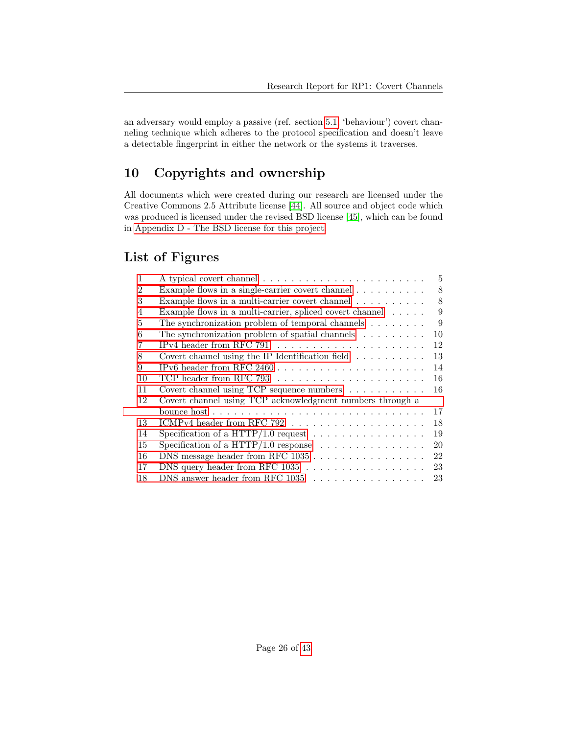an adversary would employ a passive (ref. section 5.1, 'behaviour') covert channeling technique which adheres to the protocol specification and doesn't leave a detectable fingerprint in either the network or the systems it traverses.

# 10 Copyrights and ownership

All documents which were created during our research are licensed under the Creative Commons 2.5 Attribute license [44]. All source and object code which was produced is licensed under the revised BSD license [45], which can be found in Appendix D - The BSD license for this project.

# List of Figures

1. A typical covert channel . . . . . . . . . . . . . . . . . . . . . . . . 5
2. Example flows in a single-carrier covert channel . . . . . . . . . . 8
3. Example flows in a multi-carrier covert channel . . . . . . . . . . 8
4. Example flows in a multi-carrier, spliced covert channel . . . . . 9
5. The synchronization problem of temporal channels . . . . . . . . 9
6. The synchronization problem of spatial channels . . . . . . . . . 10
7. IPv4 header from RFC 791 . . . . . . . . . . . . . . . . . . . . . 12
8. Covert channel using the IP Identification field . . . . . . . . . . 13
9. IPv6 header from RFC 2460 . . . . . . . . . . . . . . . . . . . . . 14
10. TCP header from RFC 793 . . . . . . . . . . . . . . . . . . . . . 16
11. Covert channel using TCP sequence numbers . . . . . . . . . . . 16
12. Covert channel using TCP acknowledgment numbers through a bounce host . . . . . . . . . . . . . . . . . . . . . . . . . . . . . . 17
13. ICMPv4 header from RFC 792 . . . . . . . . . . . . . . . . . . . 18
14. Specification of a HTTP/1.0 request . . . . . . . . . . . . . . . . 19
15. Specification of a HTTP/1.0 response . . . . . . . . . . . . . . . 20
16. DNS message header from RFC 1035 . . . . . . . . . . . . . . . . 22
17. DNS query header from RFC 1035 . . . . . . . . . . . . . . . . . 23
18. DNS answer header from RFC 1035 . . . . . . . . . . . . . . . . 23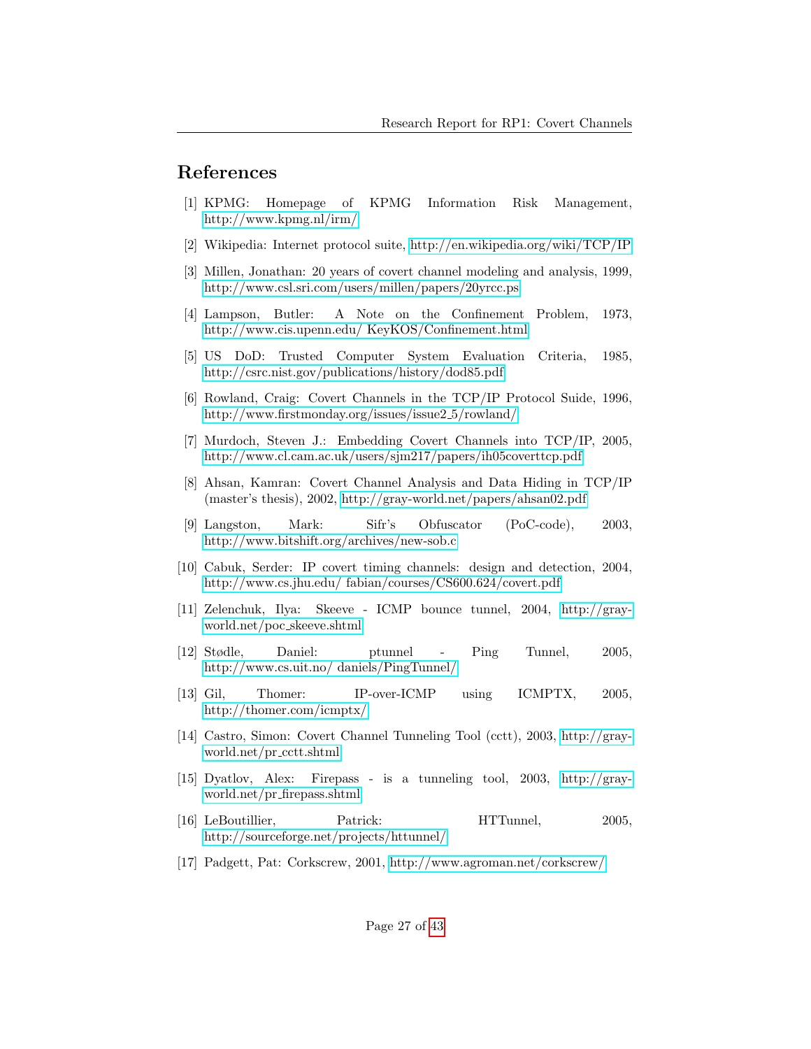# References

[1] KPMG: Homepage of KPMG Information Risk Management, http://www.kpmg.nl/irm/

[2] Wikipedia: Internet protocol suite, http://en.wikipedia.org/wiki/TCP/IP

[3] Millen, Jonathan: 20 years of covert channel modeling and analysis, 1999, http://www.csl.sri.com/users/millen/papers/20yrcc.ps

[4] Lampson, Butler: A Note on the Confinement Problem, 1973, http://www.cis.upenn.edu/ KeyKOS/Confinement.html

[5] US DoD: Trusted Computer System Evaluation Criteria, 1985, http://csrc.nist.gov/publications/history/dod85.pdf

[6] Rowland, Craig: Covert Channels in the TCP/IP Protocol Suide, 1996, http://www.firstmonday.org/issues/issue2_5/rowland/

[7] Murdoch, Steven J.: Embedding Covert Channels into TCP/IP, 2005, http://www.cl.cam.ac.uk/users/sjm217/papers/ih05coverttcp.pdf

[8] Ahsan, Kamran: Covert Channel Analysis and Data Hiding in TCP/IP (master's thesis), 2002, http://gray-world.net/papers/ahsan02.pdf

[9] Langston, Mark: Sifr's Obfuscator (PoC-code), 2003, http://www.bitshift.org/archives/new-sob.c

[10] Cabuk, Serder: IP covert timing channels: design and detection, 2004, http://www.cs.jhu.edu/ fabian/courses/CS600.624/covert.pdf

[11] Zelenchuk, Ilya: Skeeve - ICMP bounce tunnel, 2004, http://gray-world.net/poc_skeeve.shtml

[12] Stødle, Daniel: ptunnel - Ping Tunnel, 2005, http://www.cs.uit.no/ daniels/PingTunnel/

[13] Gil, Thomer: IP-over-ICMP using ICMPTX, 2005, http://thomer.com/icmptx/

[14] Castro, Simon: Covert Channel Tunneling Tool (cctt), 2003, http://gray-world.net/pr_cctt.shtml

[15] Dyatlov, Alex: Firepass - is a tunneling tool, 2003, http://gray-world.net/pr_firepass.shtml

[16] LeBoutillier, Patrick: HTTunnel, 2005, http://sourceforge.net/projects/httunnel/

[17] Padgett, Pat: Corkscrew, 2001, http://www.agroman.net/corkscrew/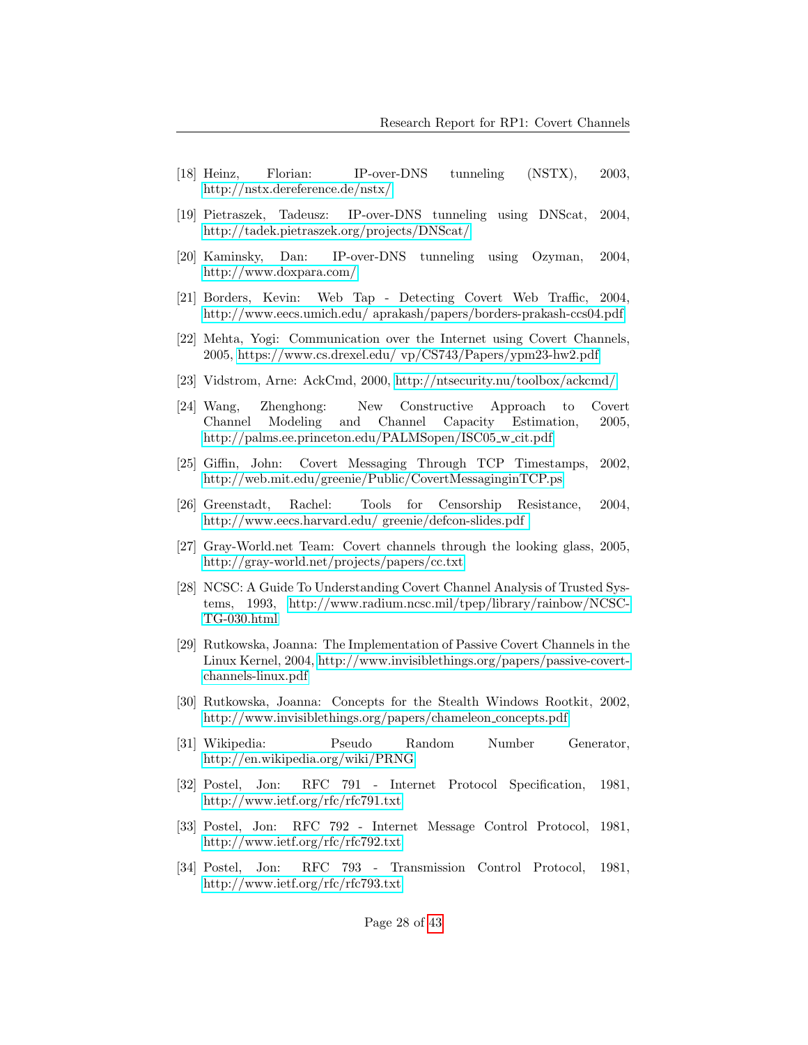[18] Heinz, Florian: IP-over-DNS tunneling (NSTX), 2003, http://nstx.dereference.de/nstx/

[19] Pietraszek, Tadeusz: IP-over-DNS tunneling using DNScat, 2004, http://tadek.pietraszek.org/projects/DNScat/

[20] Kaminsky, Dan: IP-over-DNS tunneling using Ozyman, 2004, http://www.doxpara.com/

[21] Borders, Kevin: Web Tap - Detecting Covert Web Traffic, 2004, http://www.eecs.umich.edu/ aprakash/papers/borders-prakash-ccs04.pdf

[22] Mehta, Yogi: Communication over the Internet using Covert Channels, 2005, https://www.cs.drexel.edu/ vp/CS743/Papers/ypm23-hw2.pdf

[23] Vidstrom, Arne: AckCmd, 2000, http://ntsecurity.nu/toolbox/ackcmd/

[24] Wang, Zhenghong: New Constructive Approach to Covert Channel Modeling and Channel Capacity Estimation, 2005, http://palms.ee.princeton.edu/PALMSopen/ISC05_w_cit.pdf

[25] Giffin, John: Covert Messaging Through TCP Timestamps, 2002, http://web.mit.edu/greenie/Public/CovertMessaginginTCP.ps

[26] Greenstadt, Rachel: Tools for Censorship Resistance, 2004, http://www.eecs.harvard.edu/ greenie/defcon-slides.pdf

[27] Gray-World.net Team: Covert channels through the looking glass, 2005, http://gray-world.net/projects/papers/cc.txt

[28] NCSC: A Guide To Understanding Covert Channel Analysis of Trusted Systems, 1993, http://www.radium.ncsc.mil/tpep/library/rainbow/NCSC-TG-030.html

[29] Rutkowska, Joanna: The Implementation of Passive Covert Channels in the Linux Kernel, 2004, http://www.invisiblethings.org/papers/passive-covert-channels-linux.pdf

[30] Rutkowska, Joanna: Concepts for the Stealth Windows Rootkit, 2002, http://www.invisiblethings.org/papers/chameleon_concepts.pdf

[31] Wikipedia: Pseudo Random Number Generator, http://en.wikipedia.org/wiki/PRNG

[32] Postel, Jon: RFC 791 - Internet Protocol Specification, 1981, http://www.ietf.org/rfc/rfc791.txt

[33] Postel, Jon: RFC 792 - Internet Message Control Protocol, 1981, http://www.ietf.org/rfc/rfc792.txt

[34] Postel, Jon: RFC 793 - Transmission Control Protocol, 1981, http://www.ietf.org/rfc/rfc793.txt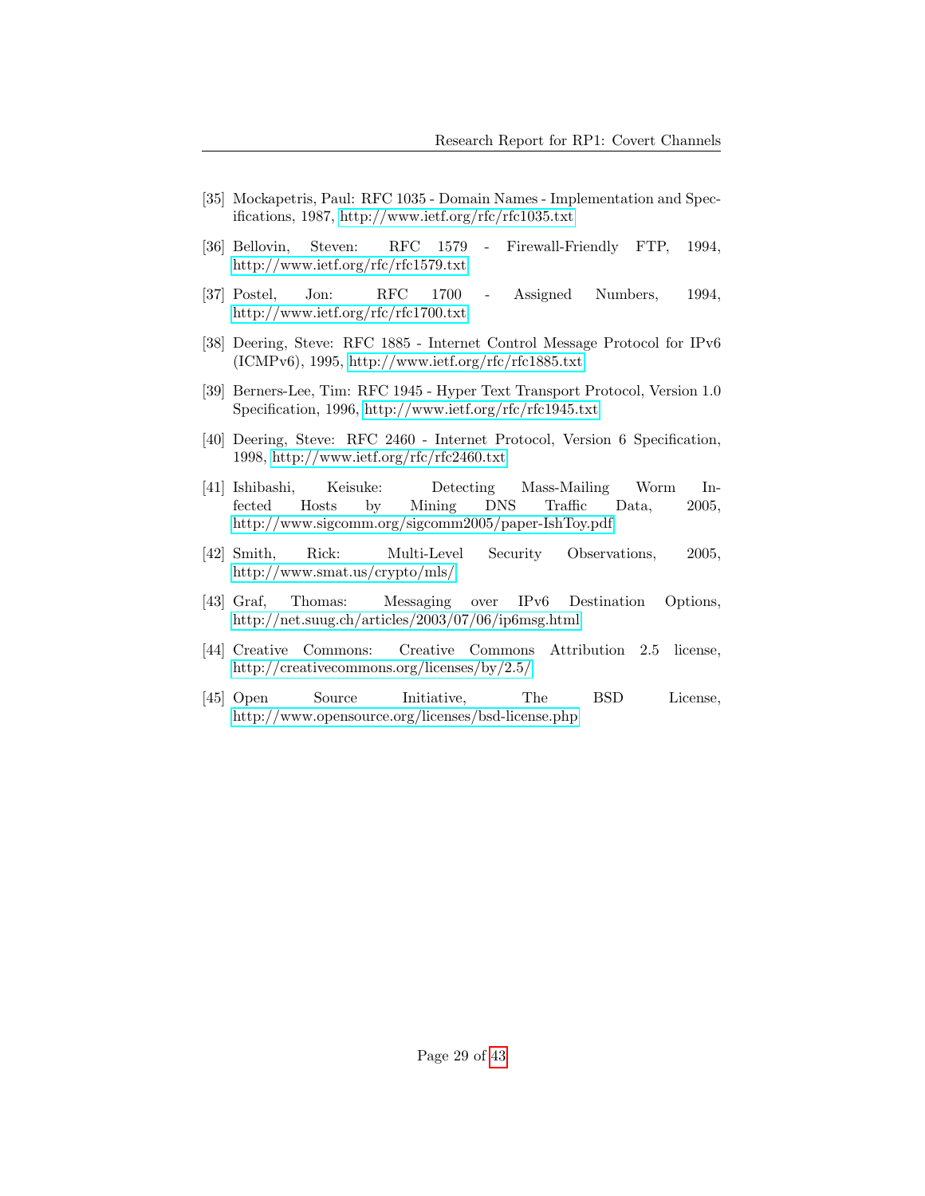[35] Mockapetris, Paul: RFC 1035 - Domain Names - Implementation and Specifications, 1987, http://www.ietf.org/rfc/rfc1035.txt

[36] Bellovin, Steven: RFC 1579 - Firewall-Friendly FTP, 1994, http://www.ietf.org/rfc/rfc1579.txt

[37] Postel, Jon: RFC 1700 - Assigned Numbers, 1994, http://www.ietf.org/rfc/rfc1700.txt

[38] Deering, Steve: RFC 1885 - Internet Control Message Protocol for IPv6 (ICMPv6), 1995, http://www.ietf.org/rfc/rfc1885.txt

[39] Berners-Lee, Tim: RFC 1945 - Hyper Text Transport Protocol, Version 1.0 Specification, 1996, http://www.ietf.org/rfc/rfc1945.txt

[40] Deering, Steve: RFC 2460 - Internet Protocol, Version 6 Specification, 1998, http://www.ietf.org/rfc/rfc2460.txt

[41] Ishibashi, Keisuke: Detecting Mass-Mailing Worm Infected Hosts by Mining DNS Traffic Data, 2005, http://www.sigcomm.org/sigcomm2005/paper-IshToy.pdf

[42] Smith, Rick: Multi-Level Security Observations, 2005, http://www.smat.us/crypto/mls/

[43] Graf, Thomas: Messaging over IPv6 Destination Options, http://net.suug.ch/articles/2003/07/06/ip6msg.html

[44] Creative Commons: Creative Commons Attribution 2.5 license, http://creativecommons.org/licenses/by/2.5/

[45] Open Source Initiative, The BSD License, http://www.opensource.org/licenses/bsd-license.php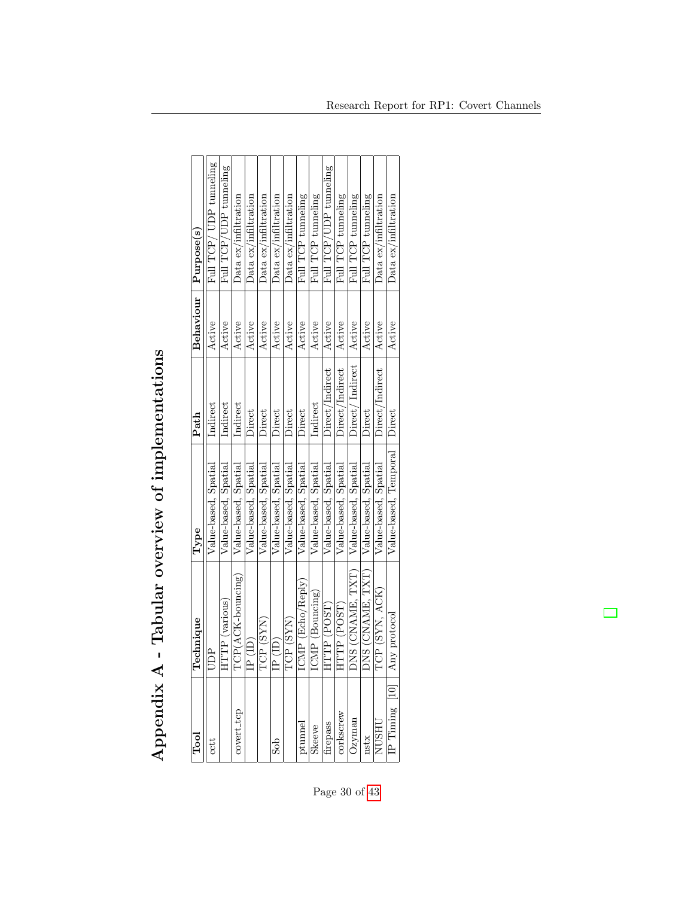# Appendix A - Tabular overview of implementations

| Tool | Technique | Type | Path | Behaviour | Purpose(s) |
|---|---|---|---|---|---|
| cctt | UDP | Value-based, Spatial | Indirect | Active | Full TCP/ UDP tunneling |
| | HTTP (various) | Value-based, Spatial | Indirect | Active | Full TCP/UDP tunneling |
| covert_tcp | TCP(ACK-bouncing) | Value-based, Spatial | Indirect | Active | Data ex/infiltration |
| | IP (ID) | Value-based, Spatial | Direct | Active | Data ex/infiltration |
| | TCP (SYN) | Value-based, Spatial | Direct | Active | Data ex/infiltration |
| Sob | IP (ID) | Value-based, Spatial | Direct | Active | Data ex/infiltration |
| | TCP (SYN) | Value-based, Spatial | Direct | Active | Data ex/infiltration |
| ptunnel | ICMP (Echo/Reply) | Value-based, Spatial | Direct | Active | Full TCP tunneling |
| Skeeve | ICMP (Bouncing) | Value-based, Spatial | Indirect | Active | Full TCP tunneling |
| firepass | HTTP (POST) | Value-based, Spatial | Direct/Indirect | Active | Full TCP/UDP tunneling |
| corkscrew | HTTP (POST) | Value-based, Spatial | Direct/Indirect | Active | Full TCP tunneling |
| Ozyman | DNS (CNAME, TXT) | Value-based, Spatial | Direct/ Indirect | Active | Full TCP tunneling |
| nstx | DNS (CNAME, TXT) | Value-based, Spatial | Direct | Active | Full TCP tunneling |
| NUSHU | TCP (SYN, ACK) | Value-based, Spatial | Direct/Indirect | Active | Data ex/infiltration |
| IP Timing [10] | Any protocol | Value-based, Temporal | Direct | Active | Data ex/infiltration |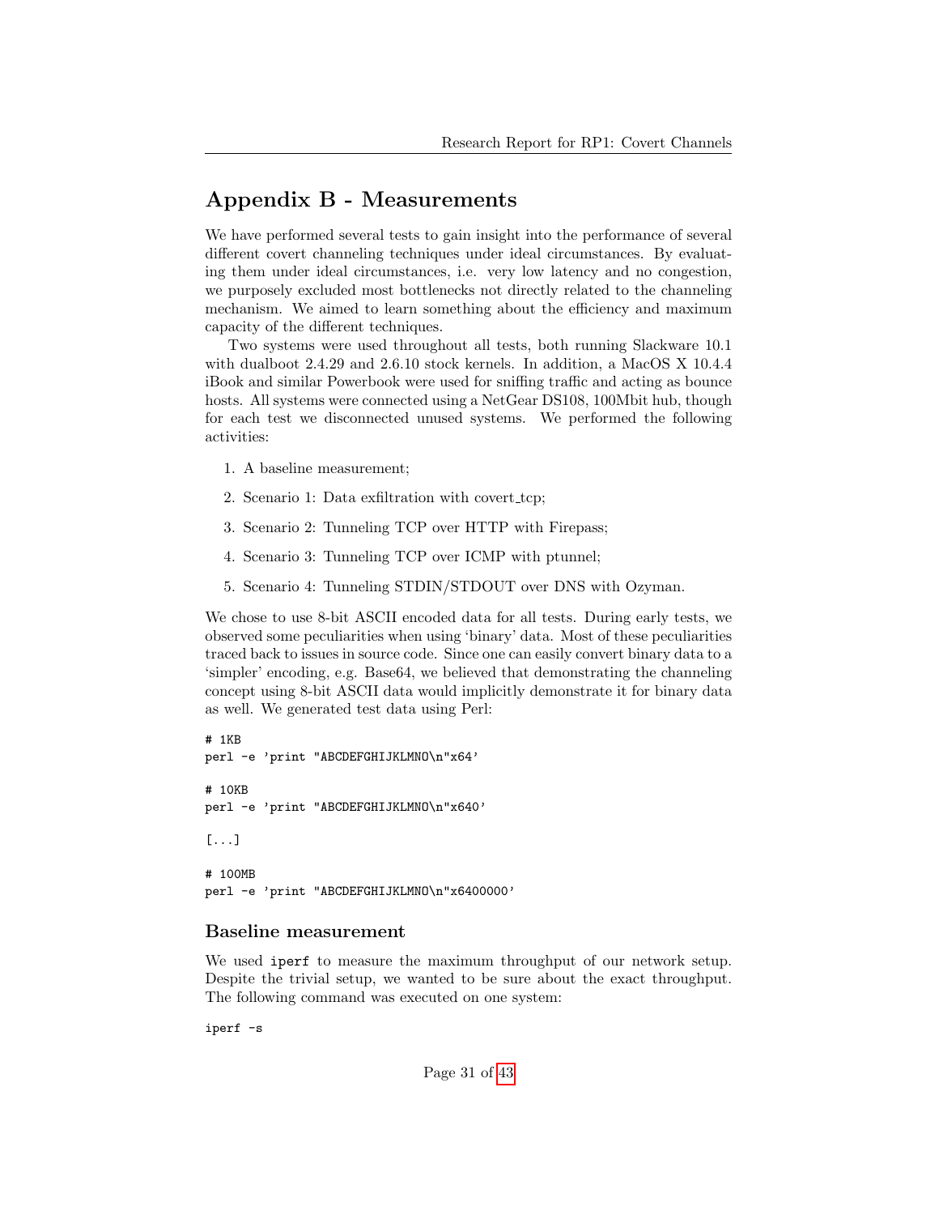# Appendix B - Measurements

We have performed several tests to gain insight into the performance of several different covert channeling techniques under ideal circumstances. By evaluating them under ideal circumstances, i.e. very low latency and no congestion, we purposely excluded most bottlenecks not directly related to the channeling mechanism. We aimed to learn something about the efficiency and maximum capacity of the different techniques.

Two systems were used throughout all tests, both running Slackware 10.1 with dualboot 2.4.29 and 2.6.10 stock kernels. In addition, a MacOS X 10.4.4 iBook and similar Powerbook were used for sniffing traffic and acting as bounce hosts. All systems were connected using a NetGear DS108, 100Mbit hub, though for each test we disconnected unused systems. We performed the following activities:

1. A baseline measurement;
2. Scenario 1: Data exfiltration with covert_tcp;
3. Scenario 2: Tunneling TCP over HTTP with Firepass;
4. Scenario 3: Tunneling TCP over ICMP with ptunnel;
5. Scenario 4: Tunneling STDIN/STDOUT over DNS with Ozyman.

We chose to use 8-bit ASCII encoded data for all tests. During early tests, we observed some peculiarities when using 'binary' data. Most of these peculiarities traced back to issues in source code. Since one can easily convert binary data to a 'simpler' encoding, e.g. Base64, we believed that demonstrating the channeling concept using 8-bit ASCII data would implicitly demonstrate it for binary data as well. We generated test data using Perl:

```
# 1KB
perl -e 'print "ABCDEFGHIJKLMNO\n"x64'

# 10KB
perl -e 'print "ABCDEFGHIJKLMNO\n"x640'

[...]

# 100MB
perl -e 'print "ABCDEFGHIJKLMNO\n"x6400000'
```

## Baseline measurement

We used `iperf` to measure the maximum throughput of our network setup. Despite the trivial setup, we wanted to be sure about the exact throughput. The following command was executed on one system:

```
iperf -s
```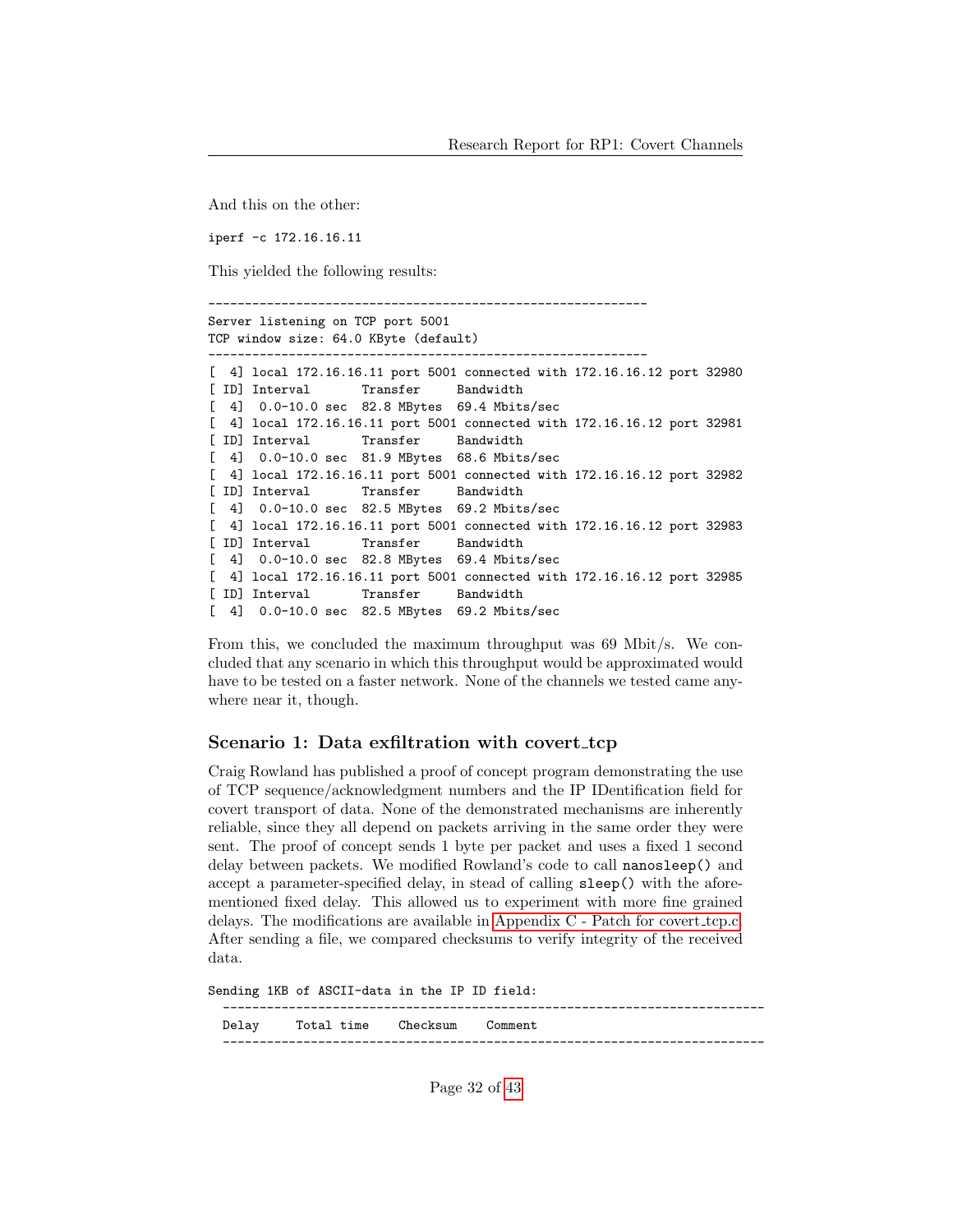And this on the other:

```
iperf -c 172.16.16.11
```

This yielded the following results:

```
------------------------------------------------------------
Server listening on TCP port 5001
TCP window size: 64.0 KByte (default)
------------------------------------------------------------
[  4] local 172.16.16.11 port 5001 connected with 172.16.16.12 port 32980
[ ID] Interval       Transfer     Bandwidth
[  4]  0.0-10.0 sec  82.8 MBytes  69.4 Mbits/sec
[  4] local 172.16.16.11 port 5001 connected with 172.16.16.12 port 32981
[ ID] Interval       Transfer     Bandwidth
[  4]  0.0-10.0 sec  81.9 MBytes  68.6 Mbits/sec
[  4] local 172.16.16.11 port 5001 connected with 172.16.16.12 port 32982
[ ID] Interval       Transfer     Bandwidth
[  4]  0.0-10.0 sec  82.5 MBytes  69.2 Mbits/sec
[  4] local 172.16.16.11 port 5001 connected with 172.16.16.12 port 32983
[ ID] Interval       Transfer     Bandwidth
[  4]  0.0-10.0 sec  82.8 MBytes  69.4 Mbits/sec
[  4] local 172.16.16.11 port 5001 connected with 172.16.16.12 port 32985
[ ID] Interval       Transfer     Bandwidth
[  4]  0.0-10.0 sec  82.5 MBytes  69.2 Mbits/sec
```

From this, we concluded the maximum throughput was 69 Mbit/s. We concluded that any scenario in which this throughput would be approximated would have to be tested on a faster network. None of the channels we tested came anywhere near it, though.

### Scenario 1: Data exfiltration with covert_tcp

Craig Rowland has published a proof of concept program demonstrating the use of TCP sequence/acknowledgment numbers and the IP IDentification field for covert transport of data. None of the demonstrated mechanisms are inherently reliable, since they all depend on packets arriving in the same order they were sent. The proof of concept sends 1 byte per packet and uses a fixed 1 second delay between packets. We modified Rowland's code to call `nanosleep()` and accept a parameter-specified delay, in stead of calling `sleep()` with the aforementioned fixed delay. This allowed us to experiment with more fine grained delays. The modifications are available in Appendix C - Patch for covert_tcp.c. After sending a file, we compared checksums to verify integrity of the received data.

```
Sending 1KB of ASCII-data in the IP ID field:
  --------------------------------------------------------------------------
  Delay     Total time    Checksum    Comment
  --------------------------------------------------------------------------
```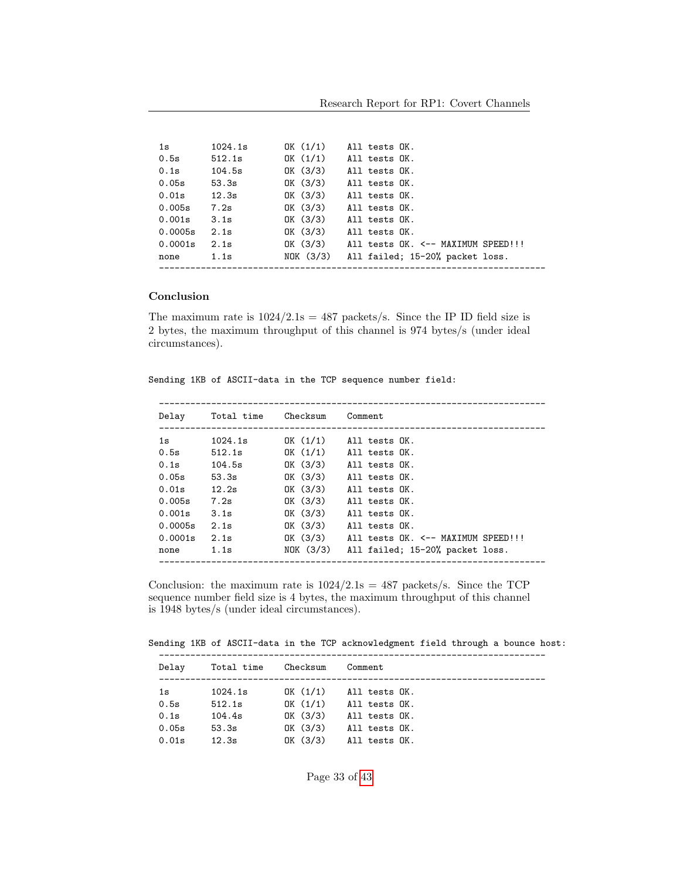| | | | |
|---|---|---|---|
| 1s | 1024.1s | OK (1/1) | All tests OK. |
| 0.5s | 512.1s | OK (1/1) | All tests OK. |
| 0.1s | 104.5s | OK (3/3) | All tests OK. |
| 0.05s | 53.3s | OK (3/3) | All tests OK. |
| 0.01s | 12.3s | OK (3/3) | All tests OK. |
| 0.005s | 7.2s | OK (3/3) | All tests OK. |
| 0.001s | 3.1s | OK (3/3) | All tests OK. |
| 0.0005s | 2.1s | OK (3/3) | All tests OK. |
| 0.0001s | 2.1s | OK (3/3) | All tests OK. <-- MAXIMUM SPEED!!! |
| none | 1.1s | NOK (3/3) | All failed; 15-20% packet loss. |

### Conclusion

The maximum rate is 1024/2.1s = 487 packets/s. Since the IP ID field size is 2 bytes, the maximum throughput of this channel is 974 bytes/s (under ideal circumstances).

```
Sending 1KB of ASCII-data in the TCP sequence number field:
```

| Delay | Total time | Checksum | Comment |
|---|---|---|---|
| 1s | 1024.1s | OK (1/1) | All tests OK. |
| 0.5s | 512.1s | OK (1/1) | All tests OK. |
| 0.1s | 104.5s | OK (3/3) | All tests OK. |
| 0.05s | 53.3s | OK (3/3) | All tests OK. |
| 0.01s | 12.2s | OK (3/3) | All tests OK. |
| 0.005s | 7.2s | OK (3/3) | All tests OK. |
| 0.001s | 3.1s | OK (3/3) | All tests OK. |
| 0.0005s | 2.1s | OK (3/3) | All tests OK. |
| 0.0001s | 2.1s | OK (3/3) | All tests OK. <-- MAXIMUM SPEED!!! |
| none | 1.1s | NOK (3/3) | All failed; 15-20% packet loss. |

Conclusion: the maximum rate is 1024/2.1s = 487 packets/s. Since the TCP sequence number field size is 4 bytes, the maximum throughput of this channel is 1948 bytes/s (under ideal circumstances).

```
Sending 1KB of ASCII-data in the TCP acknowledgment field through a bounce host:
```

| Delay | Total time | Checksum | Comment |
|---|---|---|---|
| 1s | 1024.1s | OK (1/1) | All tests OK. |
| 0.5s | 512.1s | OK (1/1) | All tests OK. |
| 0.1s | 104.4s | OK (3/3) | All tests OK. |
| 0.05s | 53.3s | OK (3/3) | All tests OK. |
| 0.01s | 12.3s | OK (3/3) | All tests OK. |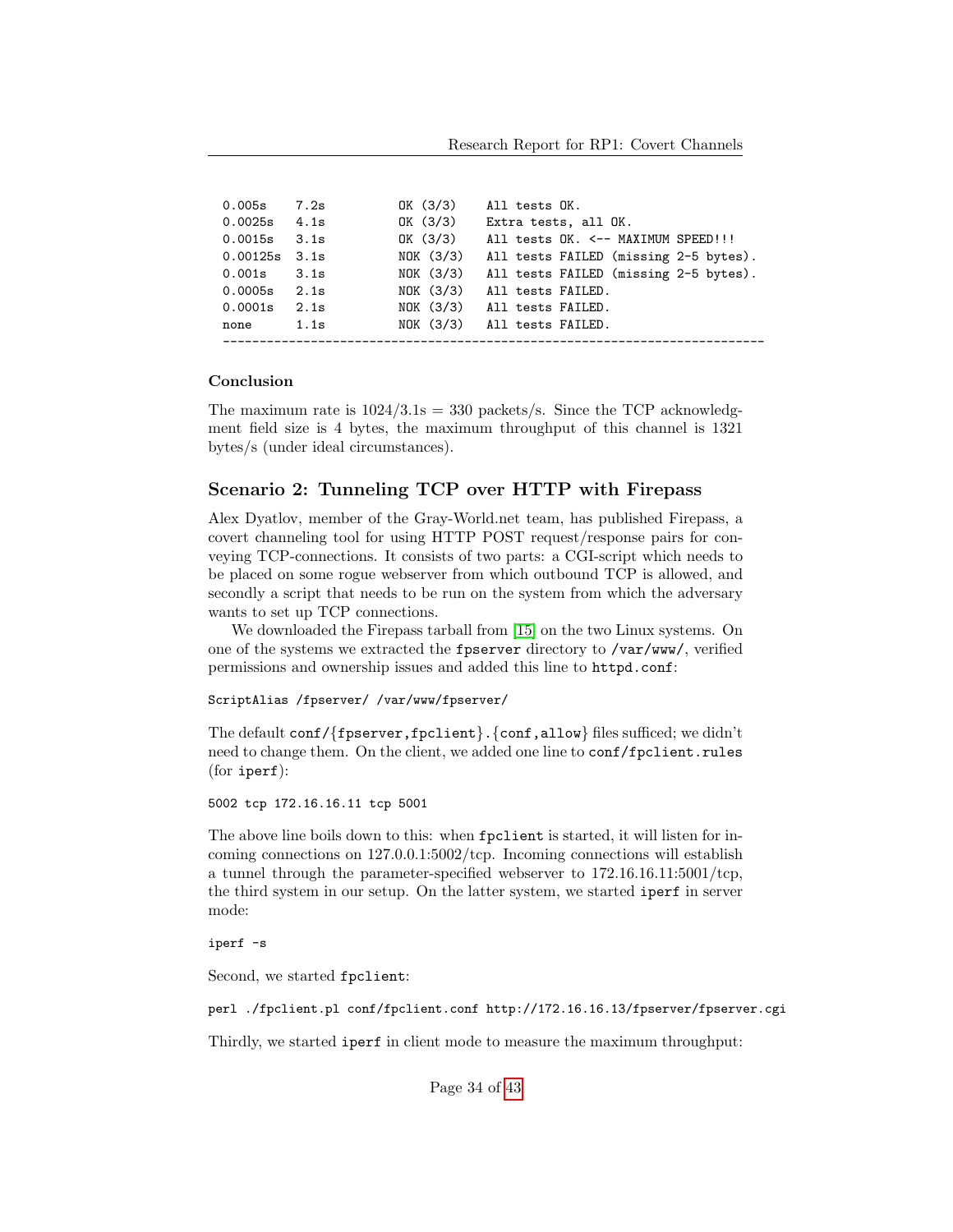```
0.005s    7.2s         OK (3/3)    All tests OK.
0.0025s   4.1s         OK (3/3)    Extra tests, all OK.
0.0015s   3.1s         OK (3/3)    All tests OK. <-- MAXIMUM SPEED!!!
0.00125s  3.1s         NOK (3/3)   All tests FAILED (missing 2-5 bytes).
0.001s    3.1s         NOK (3/3)   All tests FAILED (missing 2-5 bytes).
0.0005s   2.1s         NOK (3/3)   All tests FAILED.
0.0001s   2.1s         NOK (3/3)   All tests FAILED.
none      1.1s         NOK (3/3)   All tests FAILED.
--------------------------------------------------------------------------
```

#### Conclusion

The maximum rate is 1024/3.1s = 330 packets/s. Since the TCP acknowledgment field size is 4 bytes, the maximum throughput of this channel is 1321 bytes/s (under ideal circumstances).

### Scenario 2: Tunneling TCP over HTTP with Firepass

Alex Dyatlov, member of the Gray-World.net team, has published Firepass, a covert channeling tool for using HTTP POST request/response pairs for conveying TCP-connections. It consists of two parts: a CGI-script which needs to be placed on some rogue webserver from which outbound TCP is allowed, and secondly a script that needs to be run on the system from which the adversary wants to set up TCP connections.

We downloaded the Firepass tarball from [15] on the two Linux systems. On one of the systems we extracted the `fpserver` directory to `/var/www/`, verified permissions and ownership issues and added this line to `httpd.conf`:

```
ScriptAlias /fpserver/ /var/www/fpserver/
```

The default `conf/{fpserver,fpclient}.{conf,allow}` files sufficed; we didn't need to change them. On the client, we added one line to `conf/fpclient.rules` (for `iperf`):

```
5002 tcp 172.16.16.11 tcp 5001
```

The above line boils down to this: when `fpclient` is started, it will listen for incoming connections on 127.0.0.1:5002/tcp. Incoming connections will establish a tunnel through the parameter-specified webserver to 172.16.16.11:5001/tcp, the third system in our setup. On the latter system, we started `iperf` in server mode:

```
iperf -s
```

Second, we started `fpclient`:

```
perl ./fpclient.pl conf/fpclient.conf http://172.16.16.13/fpserver/fpserver.cgi
```

Thirdly, we started `iperf` in client mode to measure the maximum throughput: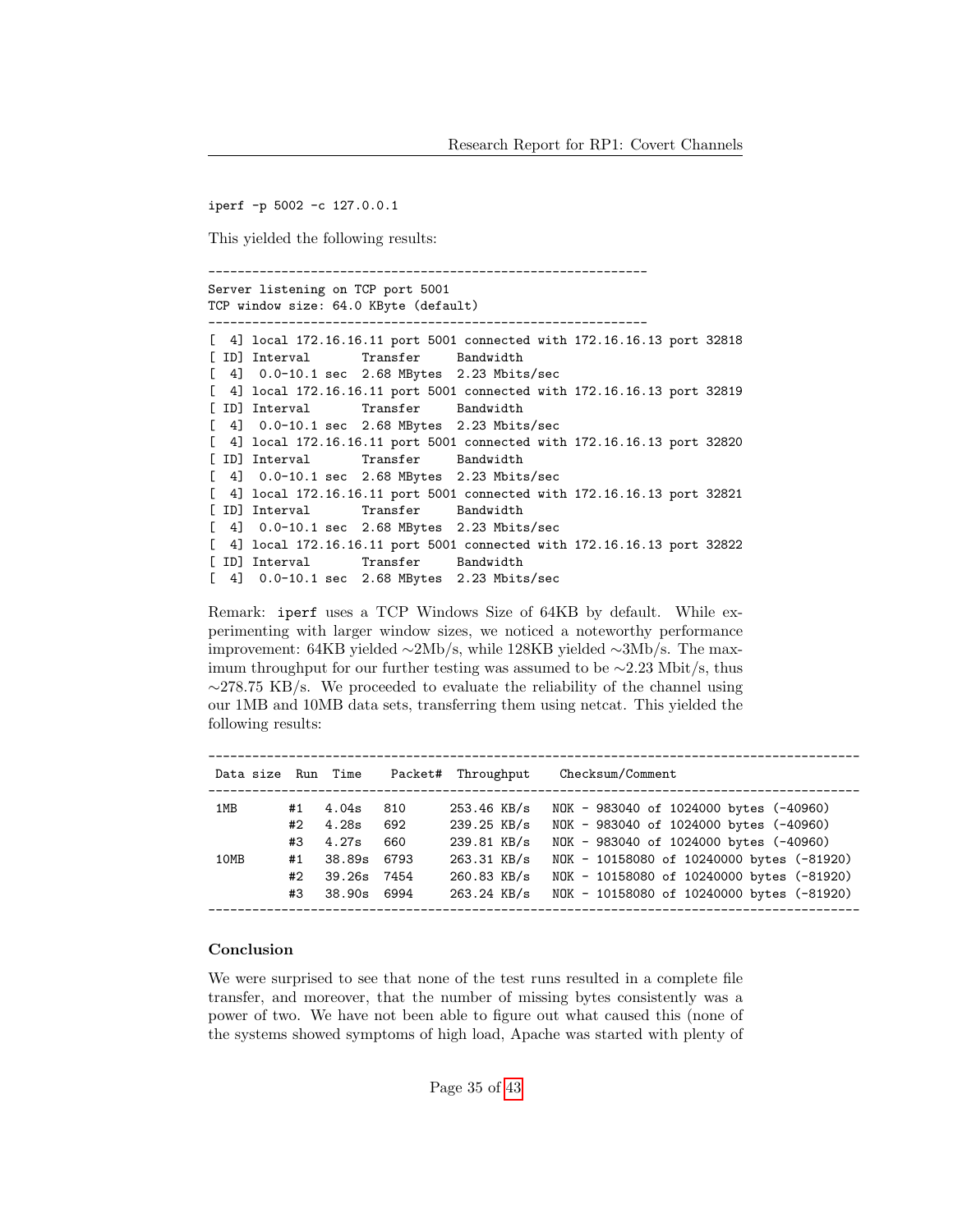```
iperf -p 5002 -c 127.0.0.1
```

This yielded the following results:

```
------------------------------------------------------------
Server listening on TCP port 5001
TCP window size: 64.0 KByte (default)
------------------------------------------------------------
[  4] local 172.16.16.11 port 5001 connected with 172.16.16.13 port 32818
[ ID] Interval       Transfer     Bandwidth
[  4]  0.0-10.1 sec  2.68 MBytes  2.23 Mbits/sec
[  4] local 172.16.16.11 port 5001 connected with 172.16.16.13 port 32819
[ ID] Interval       Transfer     Bandwidth
[  4]  0.0-10.1 sec  2.68 MBytes  2.23 Mbits/sec
[  4] local 172.16.16.11 port 5001 connected with 172.16.16.13 port 32820
[ ID] Interval       Transfer     Bandwidth
[  4]  0.0-10.1 sec  2.68 MBytes  2.23 Mbits/sec
[  4] local 172.16.16.11 port 5001 connected with 172.16.16.13 port 32821
[ ID] Interval       Transfer     Bandwidth
[  4]  0.0-10.1 sec  2.68 MBytes  2.23 Mbits/sec
[  4] local 172.16.16.11 port 5001 connected with 172.16.16.13 port 32822
[ ID] Interval       Transfer     Bandwidth
[  4]  0.0-10.1 sec  2.68 MBytes  2.23 Mbits/sec
```

Remark: `iperf` uses a TCP Windows Size of 64KB by default. While experimenting with larger window sizes, we noticed a noteworthy performance improvement: 64KB yielded ~2Mb/s, while 128KB yielded ~3Mb/s. The maximum throughput for our further testing was assumed to be ~2.23 Mbit/s, thus ~278.75 KB/s. We proceeded to evaluate the reliability of the channel using our 1MB and 10MB data sets, transferring them using netcat. This yielded the following results:

| Data size | Run | Time | Packet# | Throughput | Checksum/Comment |
|---|---|---|---|---|---|
| 1MB | #1 | 4.04s | 810 | 253.46 KB/s | NOK - 983040 of 1024000 bytes (-40960) |
| | #2 | 4.28s | 692 | 239.25 KB/s | NOK - 983040 of 1024000 bytes (-40960) |
| | #3 | 4.27s | 660 | 239.81 KB/s | NOK - 983040 of 1024000 bytes (-40960) |
| 10MB | #1 | 38.89s | 6793 | 263.31 KB/s | NOK - 10158080 of 10240000 bytes (-81920) |
| | #2 | 39.26s | 7454 | 260.83 KB/s | NOK - 10158080 of 10240000 bytes (-81920) |
| | #3 | 38.90s | 6994 | 263.24 KB/s | NOK - 10158080 of 10240000 bytes (-81920) |

**Conclusion**

We were surprised to see that none of the test runs resulted in a complete file transfer, and moreover, that the number of missing bytes consistently was a power of two. We have not been able to figure out what caused this (none of the systems showed symptoms of high load, Apache was started with plenty of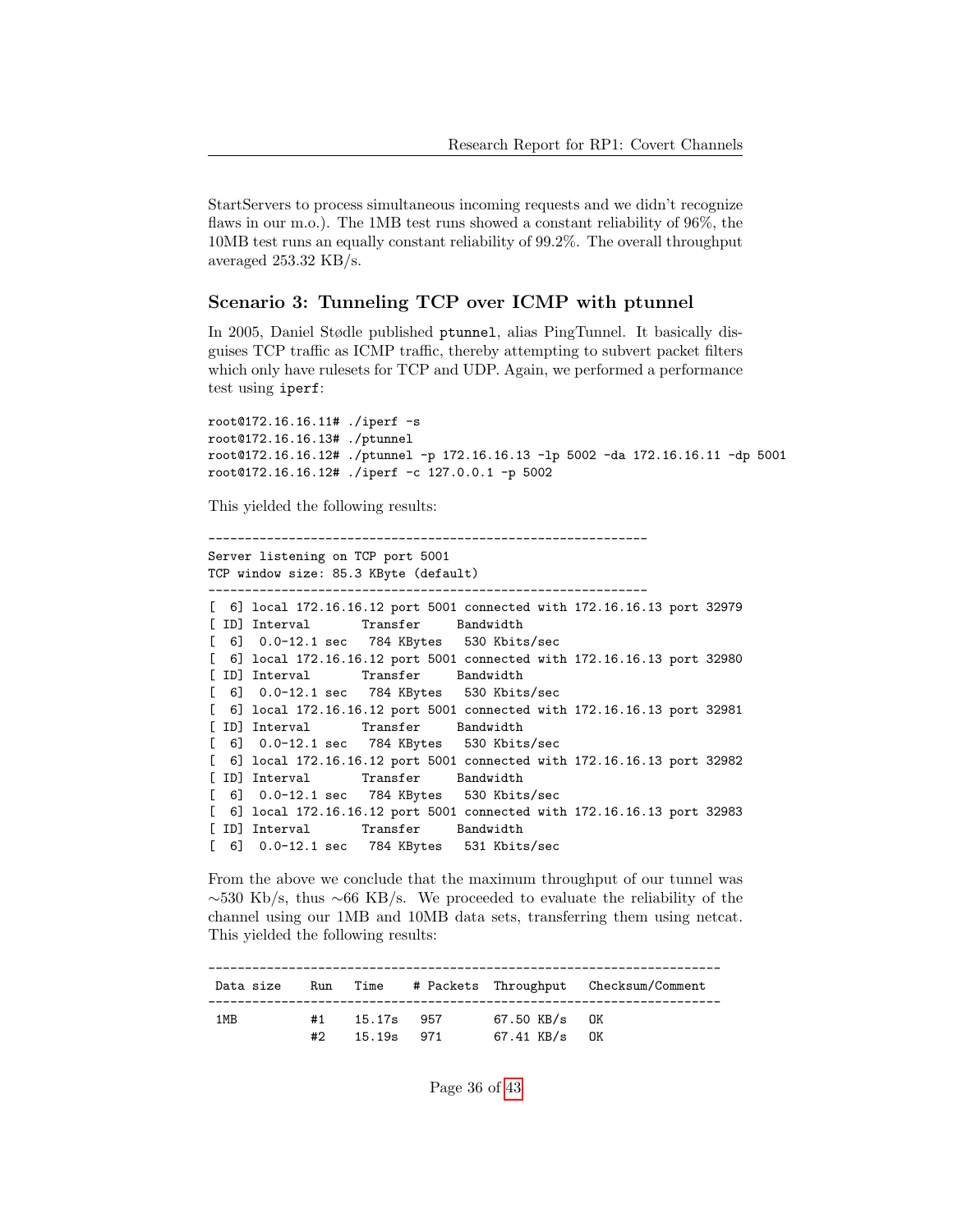StartServers to process simultaneous incoming requests and we didn't recognize flaws in our m.o.). The 1MB test runs showed a constant reliability of 96%, the 10MB test runs an equally constant reliability of 99.2%. The overall throughput averaged 253.32 KB/s.

### Scenario 3: Tunneling TCP over ICMP with ptunnel

In 2005, Daniel Stødle published `ptunnel`, alias PingTunnel. It basically disguises TCP traffic as ICMP traffic, thereby attempting to subvert packet filters which only have rulesets for TCP and UDP. Again, we performed a performance test using `iperf`:

```
root@172.16.16.11# ./iperf -s
root@172.16.16.13# ./ptunnel
root@172.16.16.12# ./ptunnel -p 172.16.16.13 -lp 5002 -da 172.16.16.11 -dp 5001
root@172.16.16.12# ./iperf -c 127.0.0.1 -p 5002
```

This yielded the following results:

```
------------------------------------------------------------
Server listening on TCP port 5001
TCP window size: 85.3 KByte (default)
------------------------------------------------------------
[  6] local 172.16.16.12 port 5001 connected with 172.16.16.13 port 32979
[ ID] Interval       Transfer     Bandwidth
[  6]  0.0-12.1 sec   784 KBytes   530 Kbits/sec
[  6] local 172.16.16.12 port 5001 connected with 172.16.16.13 port 32980
[ ID] Interval       Transfer     Bandwidth
[  6]  0.0-12.1 sec   784 KBytes   530 Kbits/sec
[  6] local 172.16.16.12 port 5001 connected with 172.16.16.13 port 32981
[ ID] Interval       Transfer     Bandwidth
[  6]  0.0-12.1 sec   784 KBytes   530 Kbits/sec
[  6] local 172.16.16.12 port 5001 connected with 172.16.16.13 port 32982
[ ID] Interval       Transfer     Bandwidth
[  6]  0.0-12.1 sec   784 KBytes   530 Kbits/sec
[  6] local 172.16.16.12 port 5001 connected with 172.16.16.13 port 32983
[ ID] Interval       Transfer     Bandwidth
[  6]  0.0-12.1 sec   784 KBytes   531 Kbits/sec
```

From the above we conclude that the maximum throughput of our tunnel was ∼530 Kb/s, thus ∼66 KB/s. We proceeded to evaluate the reliability of the channel using our 1MB and 10MB data sets, transferring them using netcat. This yielded the following results:

```
--------------------------------------------------------------------
 Data size    Run   Time    # Packets  Throughput   Checksum/Comment
--------------------------------------------------------------------
 1MB          #1    15.17s   957        67.50 KB/s   OK
              #2    15.19s   971        67.41 KB/s   OK
```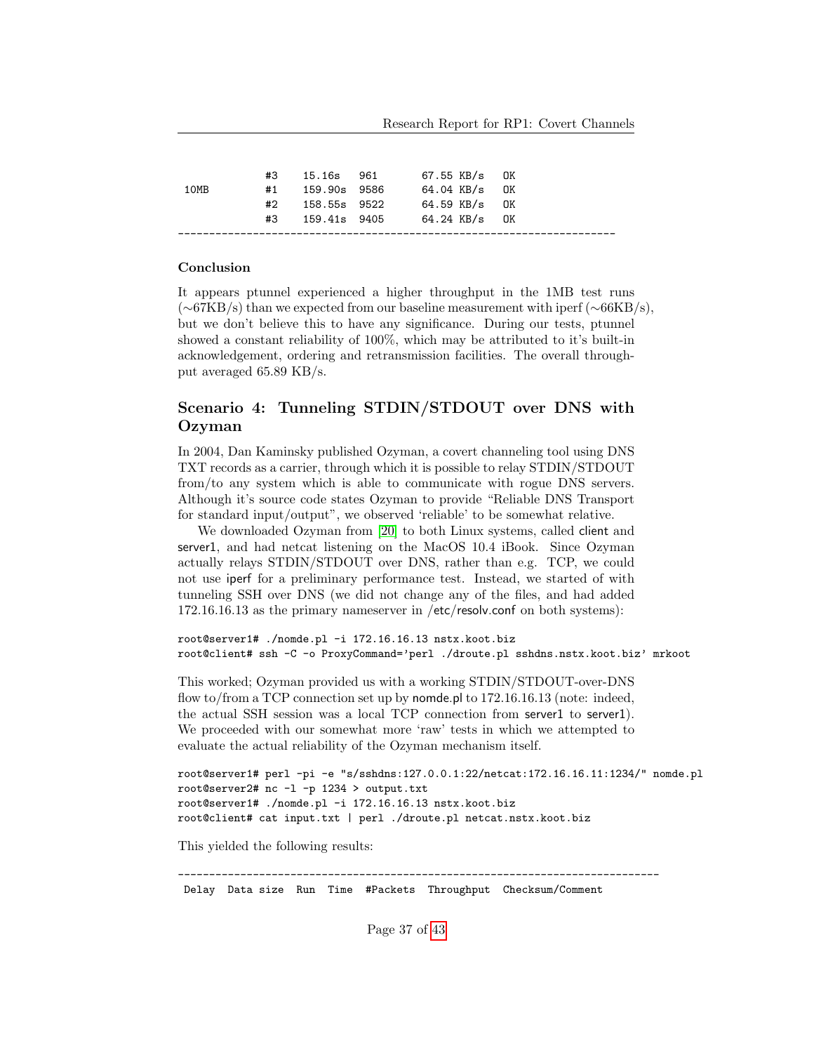|  |  |  |  |  |  |
|---|---|---|---|---|---|
|  | #3 | 15.16s | 961 | 67.55 KB/s | OK |
| 10MB | #1 | 159.90s | 9586 | 64.04 KB/s | OK |
|  | #2 | 158.55s | 9522 | 64.59 KB/s | OK |
|  | #3 | 159.41s | 9405 | 64.24 KB/s | OK |

#### Conclusion

It appears ptunnel experienced a higher throughput in the 1MB test runs (∼67KB/s) than we expected from our baseline measurement with iperf (∼66KB/s), but we don't believe this to have any significance. During our tests, ptunnel showed a constant reliability of 100%, which may be attributed to it's built-in acknowledgement, ordering and retransmission facilities. The overall throughput averaged 65.89 KB/s.

## Scenario 4: Tunneling STDIN/STDOUT over DNS with Ozyman

In 2004, Dan Kaminsky published Ozyman, a covert channeling tool using DNS TXT records as a carrier, through which it is possible to relay STDIN/STDOUT from/to any system which is able to communicate with rogue DNS servers. Although it's source code states Ozyman to provide "Reliable DNS Transport for standard input/output", we observed 'reliable' to be somewhat relative.

We downloaded Ozyman from [20] to both Linux systems, called client and server1, and had netcat listening on the MacOS 10.4 iBook. Since Ozyman actually relays STDIN/STDOUT over DNS, rather than e.g. TCP, we could not use iperf for a preliminary performance test. Instead, we started of with tunneling SSH over DNS (we did not change any of the files, and had added 172.16.16.13 as the primary nameserver in /etc/resolv.conf on both systems):

```
root@server1# ./nomde.pl -i 172.16.16.13 nstx.koot.biz
root@client# ssh -C -o ProxyCommand='perl ./droute.pl sshdns.nstx.koot.biz' mrkoot
```

This worked; Ozyman provided us with a working STDIN/STDOUT-over-DNS flow to/from a TCP connection set up by nomde.pl to 172.16.16.13 (note: indeed, the actual SSH session was a local TCP connection from server1 to server1). We proceeded with our somewhat more 'raw' tests in which we attempted to evaluate the actual reliability of the Ozyman mechanism itself.

```
root@server1# perl -pi -e "s/sshdns:127.0.0.1:22/netcat:172.16.16.11:1234/" nomde.pl
root@server2# nc -l -p 1234 > output.txt
root@server1# ./nomde.pl -i 172.16.16.13 nstx.koot.biz
root@client# cat input.txt | perl ./droute.pl netcat.nstx.koot.biz
```

This yielded the following results:

| Delay | Data size | Run | Time | #Packets | Throughput | Checksum/Comment |
|---|---|---|---|---|---|---|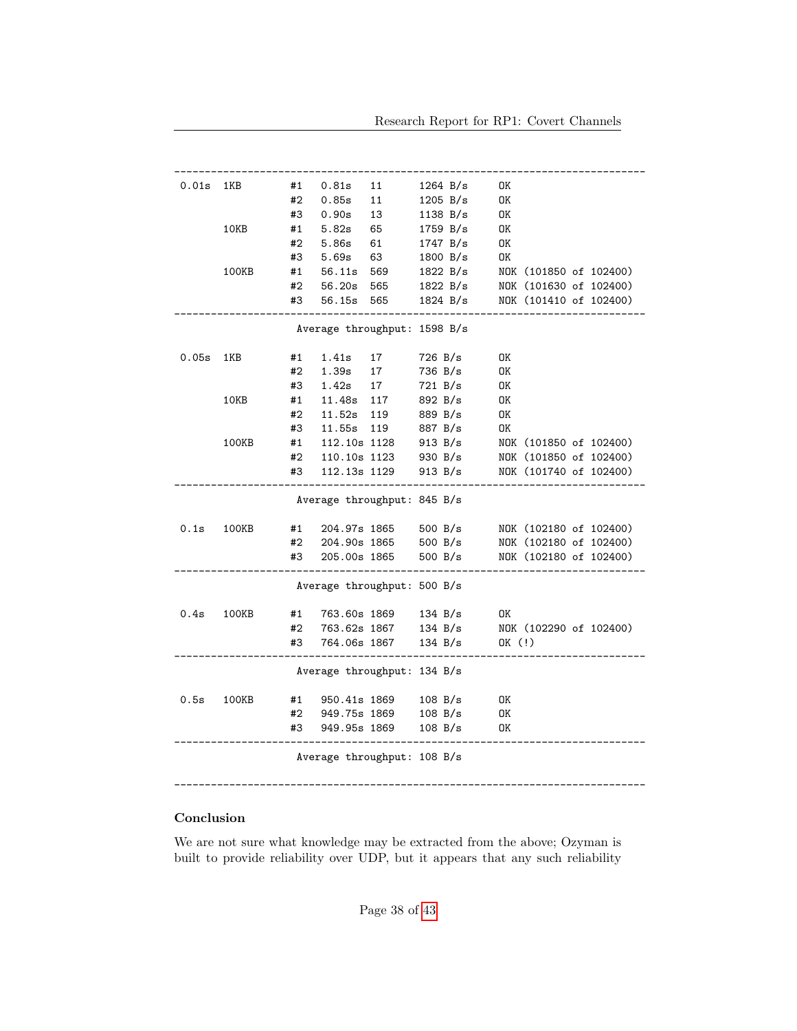```
------------------------------------------------------------------------------
0.01s  1KB       #1   0.81s    11      1264 B/s     OK
                 #2   0.85s    11      1205 B/s     OK
                 #3   0.90s    13      1138 B/s     OK
       10KB      #1   5.82s    65      1759 B/s     OK
                 #2   5.86s    61      1747 B/s     OK
                 #3   5.69s    63      1800 B/s     OK
       100KB     #1   56.11s   569     1822 B/s     NOK (101850 of 102400)
                 #2   56.20s   565     1822 B/s     NOK (101630 of 102400)
                 #3   56.15s   565     1824 B/s     NOK (101410 of 102400)
------------------------------------------------------------------------------
                Average throughput: 1598 B/s

0.05s  1KB       #1   1.41s    17      726 B/s      OK
                 #2   1.39s    17      736 B/s      OK
                 #3   1.42s    17      721 B/s      OK
       10KB      #1   11.48s   117     892 B/s      OK
                 #2   11.52s   119     889 B/s      OK
                 #3   11.55s   119     887 B/s      OK
       100KB     #1   112.10s 1128     913 B/s      NOK (101850 of 102400)
                 #2   110.10s 1123     930 B/s      NOK (101850 of 102400)
                 #3   112.13s 1129     913 B/s      NOK (101740 of 102400)
------------------------------------------------------------------------------
                Average throughput: 845 B/s

0.1s   100KB     #1   204.97s 1865     500 B/s      NOK (102180 of 102400)
                 #2   204.90s 1865     500 B/s      NOK (102180 of 102400)
                 #3   205.00s 1865     500 B/s      NOK (102180 of 102400)
------------------------------------------------------------------------------
                Average throughput: 500 B/s

0.4s   100KB     #1   763.60s 1869     134 B/s      OK
                 #2   763.62s 1867     134 B/s      NOK (102290 of 102400)
                 #3   764.06s 1867     134 B/s      OK (!)
------------------------------------------------------------------------------
                Average throughput: 134 B/s

0.5s   100KB     #1   950.41s 1869     108 B/s      OK
                 #2   949.75s 1869     108 B/s      OK
                 #3   949.95s 1869     108 B/s      OK
------------------------------------------------------------------------------
                Average throughput: 108 B/s

------------------------------------------------------------------------------
```

### Conclusion

We are not sure what knowledge may be extracted from the above; Ozyman is built to provide reliability over UDP, but it appears that any such reliability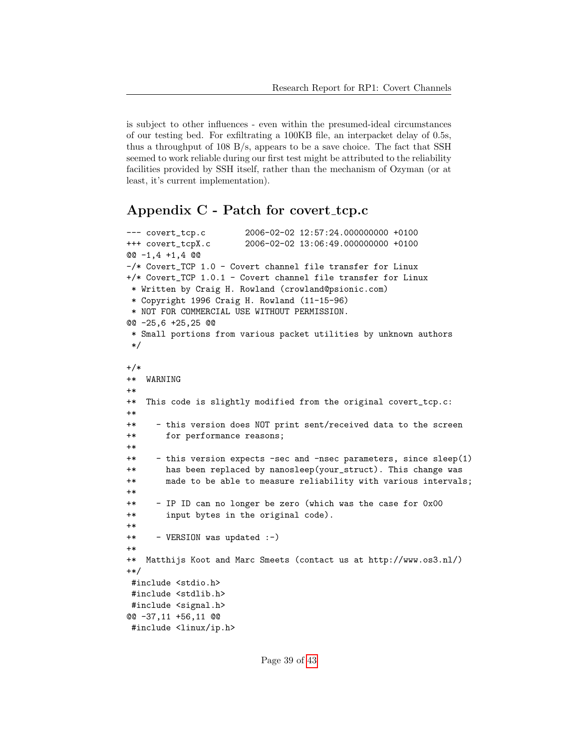is subject to other influences - even within the presumed-ideal circumstances of our testing bed. For exfiltrating a 100KB file, an interpacket delay of 0.5s, thus a throughput of 108 B/s, appears to be a save choice. The fact that SSH seemed to work reliable during our first test might be attributed to the reliability facilities provided by SSH itself, rather than the mechanism of Ozyman (or at least, it's current implementation).

## Appendix C - Patch for covert_tcp.c

```
--- covert_tcp.c        2006-02-02 12:57:24.000000000 +0100
+++ covert_tcpX.c       2006-02-02 13:06:49.000000000 +0100
@@ -1,4 +1,4 @@
-/* Covert_TCP 1.0 - Covert channel file transfer for Linux
+/* Covert_TCP 1.0.1 - Covert channel file transfer for Linux
 * Written by Craig H. Rowland (crowland@psionic.com)
 * Copyright 1996 Craig H. Rowland (11-15-96)
 * NOT FOR COMMERCIAL USE WITHOUT PERMISSION.
@@ -25,6 +25,25 @@
 * Small portions from various packet utilities by unknown authors
 */

+/*
+*  WARNING
+*
+*  This code is slightly modified from the original covert_tcp.c:
+*
+*    - this version does NOT print sent/received data to the screen
+*      for performance reasons;
+*
+*    - this version expects -sec and -nsec parameters, since sleep(1)
+*      has been replaced by nanosleep(your_struct). This change was
+*      made to be able to measure reliability with various intervals;
+*
+*    - IP ID can no longer be zero (which was the case for 0x00
+*      input bytes in the original code).
+*
+*    - VERSION was updated :-)
+*
+*  Matthijs Koot and Marc Smeets (contact us at http://www.os3.nl/)
+*/
 #include <stdio.h>
 #include <stdlib.h>
 #include <signal.h>
@@ -37,11 +56,11 @@
 #include <linux/ip.h>
```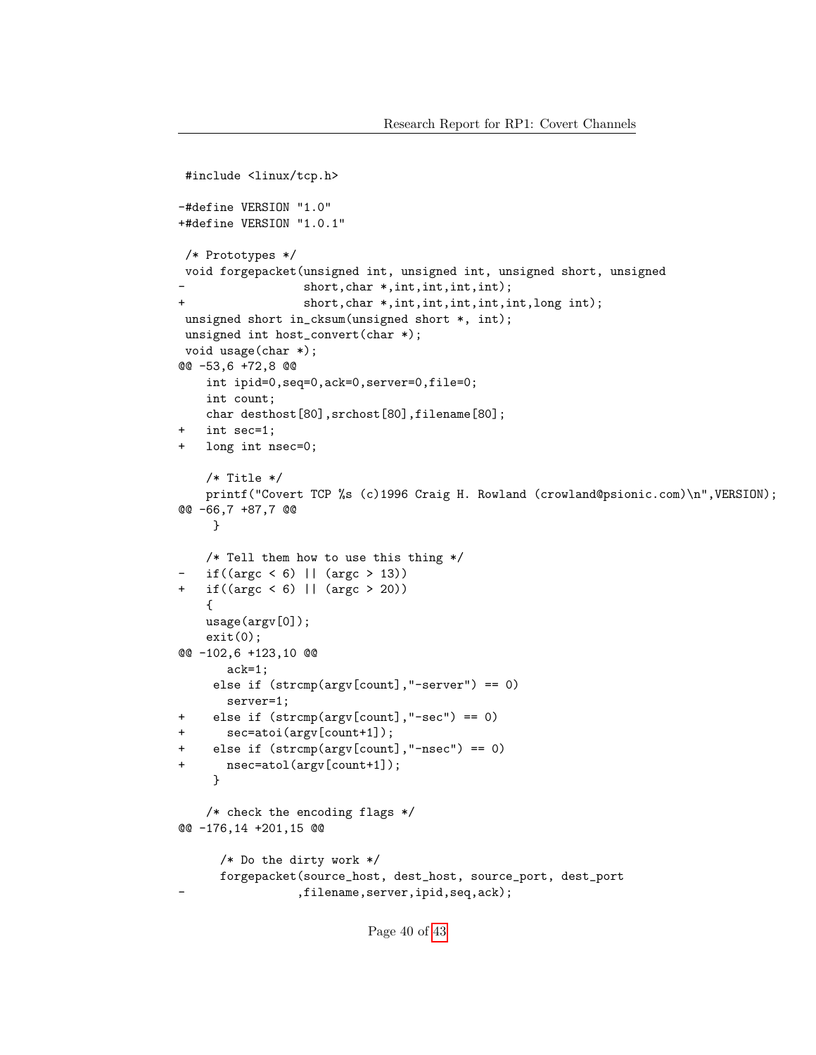```
 #include <linux/tcp.h>

-#define VERSION "1.0"
+#define VERSION "1.0.1"

 /* Prototypes */
 void forgepacket(unsigned int, unsigned int, unsigned short, unsigned
-                 short,char *,int,int,int,int);
+                 short,char *,int,int,int,int,int,long int);
 unsigned short in_cksum(unsigned short *, int);
 unsigned int host_convert(char *);
 void usage(char *);
@@ -53,6 +72,8 @@
    int ipid=0,seq=0,ack=0,server=0,file=0;
    int count;
    char desthost[80],srchost[80],filename[80];
+   int sec=1;
+   long int nsec=0;

    /* Title */
    printf("Covert TCP %s (c)1996 Craig H. Rowland (crowland@psionic.com)\n",VERSION);
@@ -66,7 +87,7 @@
     }

    /* Tell them how to use this thing */
-   if((argc < 6) || (argc > 13))
+   if((argc < 6) || (argc > 20))
    {
    usage(argv[0]);
    exit(0);
@@ -102,6 +123,10 @@
       ack=1;
     else if (strcmp(argv[count],"-server") == 0)
       server=1;
+    else if (strcmp(argv[count],"-sec") == 0)
+      sec=atoi(argv[count+1]);
+    else if (strcmp(argv[count],"-nsec") == 0)
+      nsec=atol(argv[count+1]);
     }

    /* check the encoding flags */
@@ -176,14 +201,15 @@

      /* Do the dirty work */
      forgepacket(source_host, dest_host, source_port, dest_port
-                ,filename,server,ipid,seq,ack);
```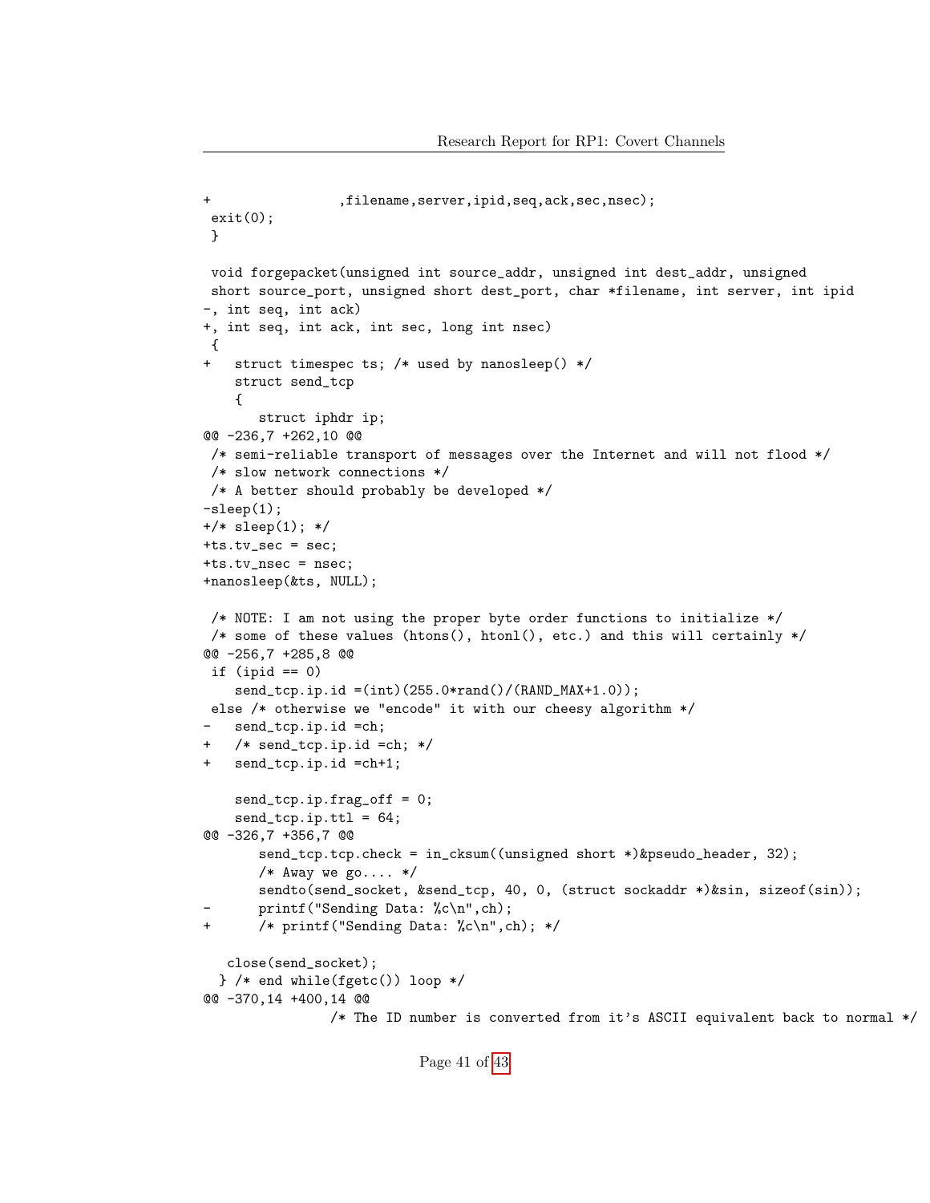```
+                ,filename,server,ipid,seq,ack,sec,nsec);
 exit(0);
 }

 void forgepacket(unsigned int source_addr, unsigned int dest_addr, unsigned
 short source_port, unsigned short dest_port, char *filename, int server, int ipid
-, int seq, int ack)
+, int seq, int ack, int sec, long int nsec)
 {
+   struct timespec ts; /* used by nanosleep() */
    struct send_tcp
    {
       struct iphdr ip;
@@ -236,7 +262,10 @@
 /* semi-reliable transport of messages over the Internet and will not flood */
 /* slow network connections */
 /* A better should probably be developed */
-sleep(1);
+/* sleep(1); */
+ts.tv_sec = sec;
+ts.tv_nsec = nsec;
+nanosleep(&ts, NULL);

 /* NOTE: I am not using the proper byte order functions to initialize */
 /* some of these values (htons(), htonl(), etc.) and this will certainly */
@@ -256,7 +285,8 @@
 if (ipid == 0)
    send_tcp.ip.id =(int)(255.0*rand()/(RAND_MAX+1.0));
 else /* otherwise we "encode" it with our cheesy algorithm */
-   send_tcp.ip.id =ch;
+   /* send_tcp.ip.id =ch; */
+   send_tcp.ip.id =ch+1;

    send_tcp.ip.frag_off = 0;
    send_tcp.ip.ttl = 64;
@@ -326,7 +356,7 @@
       send_tcp.tcp.check = in_cksum((unsigned short *)&pseudo_header, 32);
       /* Away we go.... */
       sendto(send_socket, &send_tcp, 40, 0, (struct sockaddr *)&sin, sizeof(sin));
-      printf("Sending Data: %c\n",ch);
+      /* printf("Sending Data: %c\n",ch); */

   close(send_socket);
  } /* end while(fgetc()) loop */
@@ -370,14 +400,14 @@
              /* The ID number is converted from it's ASCII equivalent back to normal */
```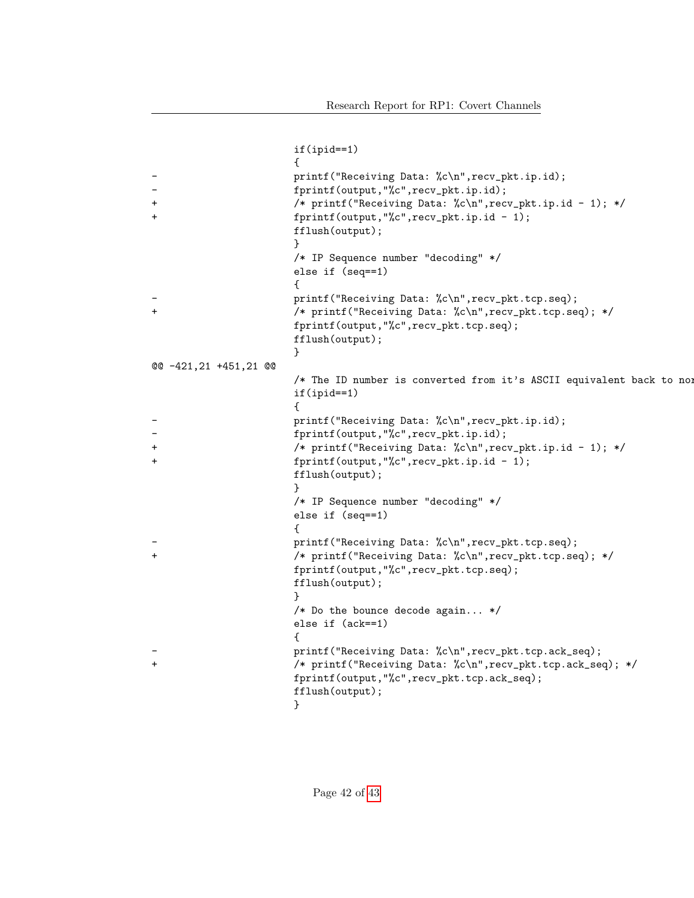```
                              if(ipid==1)
                              {
-                             printf("Receiving Data: %c\n",recv_pkt.ip.id);
-                             fprintf(output,"%c",recv_pkt.ip.id);
+                             /* printf("Receiving Data: %c\n",recv_pkt.ip.id - 1); */
+                             fprintf(output,"%c",recv_pkt.ip.id - 1);
                              fflush(output);
                              }
                              /* IP Sequence number "decoding" */
                              else if (seq==1)
                              {
-                             printf("Receiving Data: %c\n",recv_pkt.tcp.seq);
+                             /* printf("Receiving Data: %c\n",recv_pkt.tcp.seq); */
                              fprintf(output,"%c",recv_pkt.tcp.seq);
                              fflush(output);
                              }
@@ -421,21 +451,21 @@
                              /* The ID number is converted from it's ASCII equivalent back to nor
                              if(ipid==1)
                              {
-                             printf("Receiving Data: %c\n",recv_pkt.ip.id);
-                             fprintf(output,"%c",recv_pkt.ip.id);
+                             /* printf("Receiving Data: %c\n",recv_pkt.ip.id - 1); */
+                             fprintf(output,"%c",recv_pkt.ip.id - 1);
                              fflush(output);
                              }
                              /* IP Sequence number "decoding" */
                              else if (seq==1)
                              {
-                             printf("Receiving Data: %c\n",recv_pkt.tcp.seq);
+                             /* printf("Receiving Data: %c\n",recv_pkt.tcp.seq); */
                              fprintf(output,"%c",recv_pkt.tcp.seq);
                              fflush(output);
                              }
                              /* Do the bounce decode again... */
                              else if (ack==1)
                              {
-                             printf("Receiving Data: %c\n",recv_pkt.tcp.ack_seq);
+                             /* printf("Receiving Data: %c\n",recv_pkt.tcp.ack_seq); */
                              fprintf(output,"%c",recv_pkt.tcp.ack_seq);
                              fflush(output);
                              }
```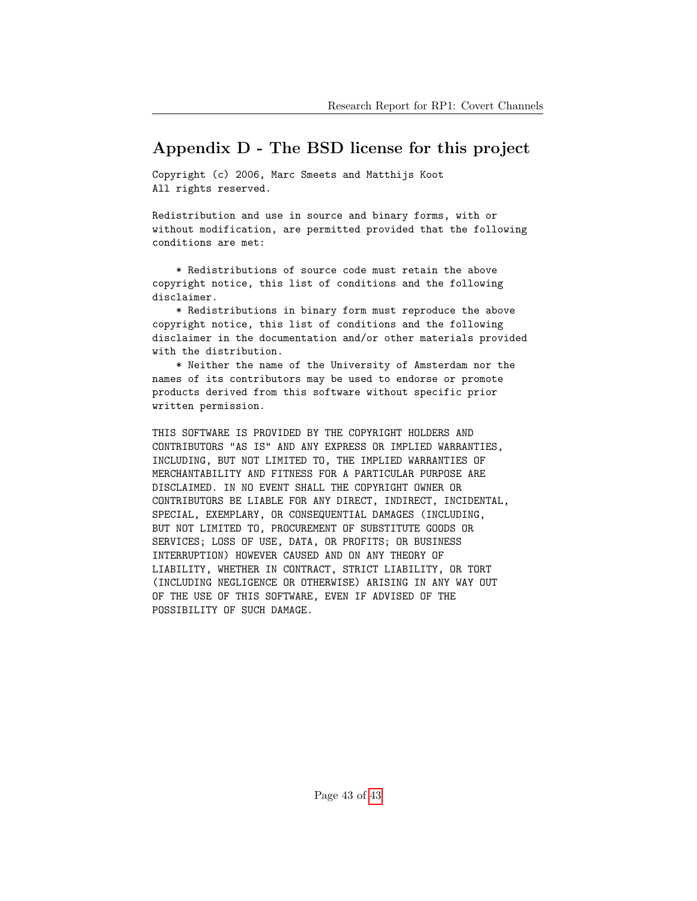## Appendix D - The BSD license for this project

Copyright (c) 2006, Marc Smeets and Matthijs Koot
All rights reserved.

Redistribution and use in source and binary forms, with or without modification, are permitted provided that the following conditions are met:

* Redistributions of source code must retain the above copyright notice, this list of conditions and the following disclaimer.
* Redistributions in binary form must reproduce the above copyright notice, this list of conditions and the following disclaimer in the documentation and/or other materials provided with the distribution.
* Neither the name of the University of Amsterdam nor the names of its contributors may be used to endorse or promote products derived from this software without specific prior written permission.

THIS SOFTWARE IS PROVIDED BY THE COPYRIGHT HOLDERS AND CONTRIBUTORS "AS IS" AND ANY EXPRESS OR IMPLIED WARRANTIES, INCLUDING, BUT NOT LIMITED TO, THE IMPLIED WARRANTIES OF MERCHANTABILITY AND FITNESS FOR A PARTICULAR PURPOSE ARE DISCLAIMED. IN NO EVENT SHALL THE COPYRIGHT OWNER OR CONTRIBUTORS BE LIABLE FOR ANY DIRECT, INDIRECT, INCIDENTAL, SPECIAL, EXEMPLARY, OR CONSEQUENTIAL DAMAGES (INCLUDING, BUT NOT LIMITED TO, PROCUREMENT OF SUBSTITUTE GOODS OR SERVICES; LOSS OF USE, DATA, OR PROFITS; OR BUSINESS INTERRUPTION) HOWEVER CAUSED AND ON ANY THEORY OF LIABILITY, WHETHER IN CONTRACT, STRICT LIABILITY, OR TORT (INCLUDING NEGLIGENCE OR OTHERWISE) ARISING IN ANY WAY OUT OF THE USE OF THIS SOFTWARE, EVEN IF ADVISED OF THE POSSIBILITY OF SUCH DAMAGE.